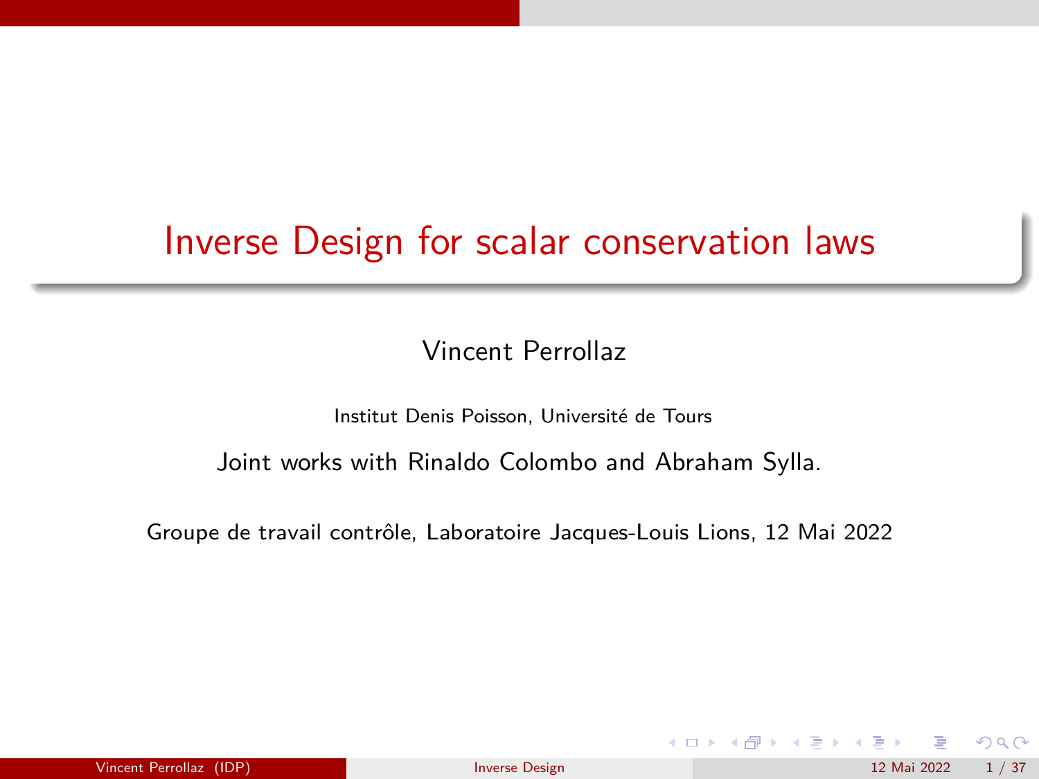# Inverse Design for scalar conservation laws

Vincent Perrollaz

Institut Denis Poisson, Université de Tours

Joint works with Rinaldo Colombo and Abraham Sylla.

Groupe de travail contrôle, Laboratoire Jacques-Louis Lions, 12 Mai 2022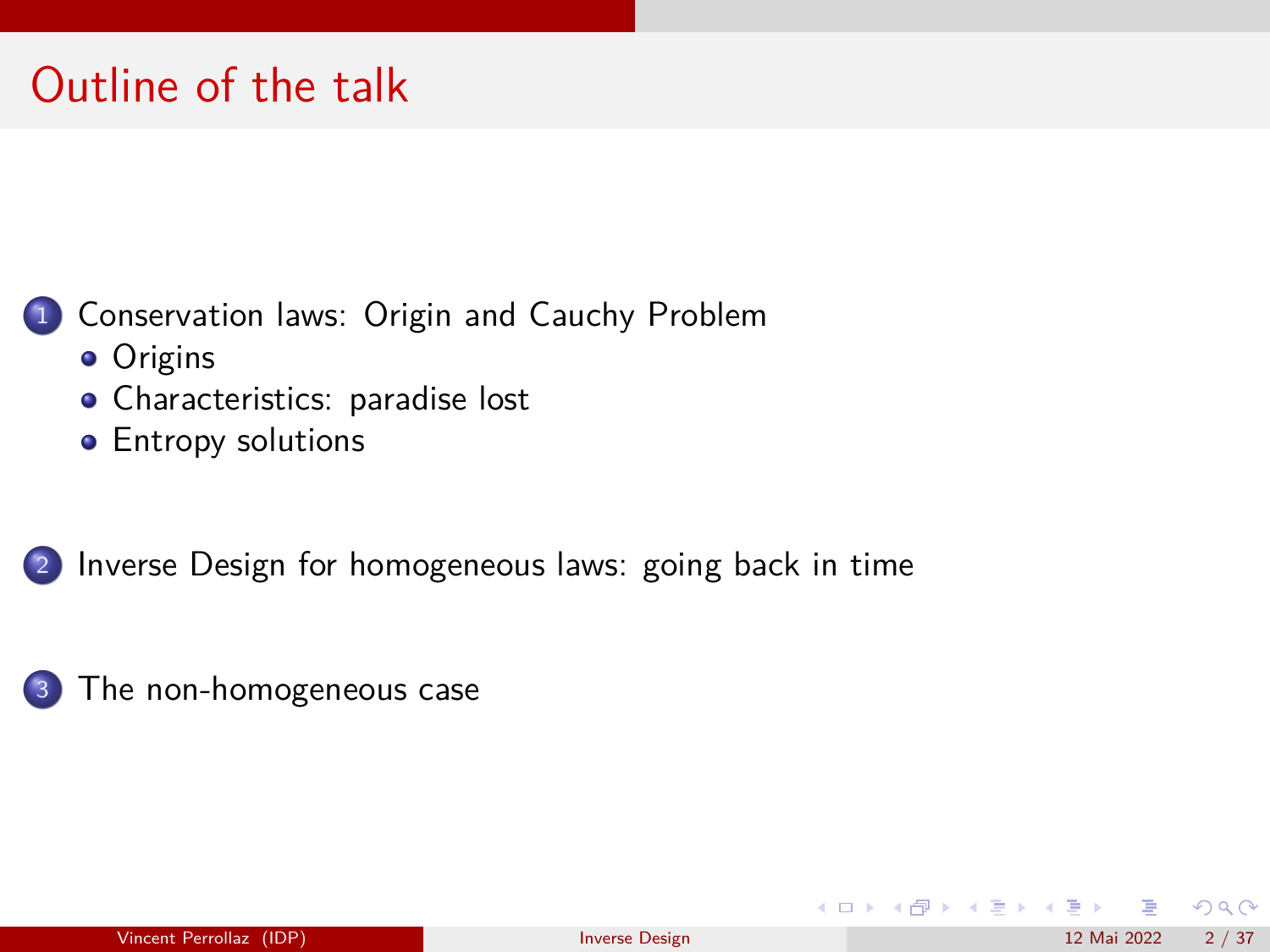# Outline of the talk

1. Conservation laws: Origin and Cauchy Problem
   - Origins
   - Characteristics: paradise lost
   - Entropy solutions
2. Inverse Design for homogeneous laws: going back in time
3. The non-homogeneous case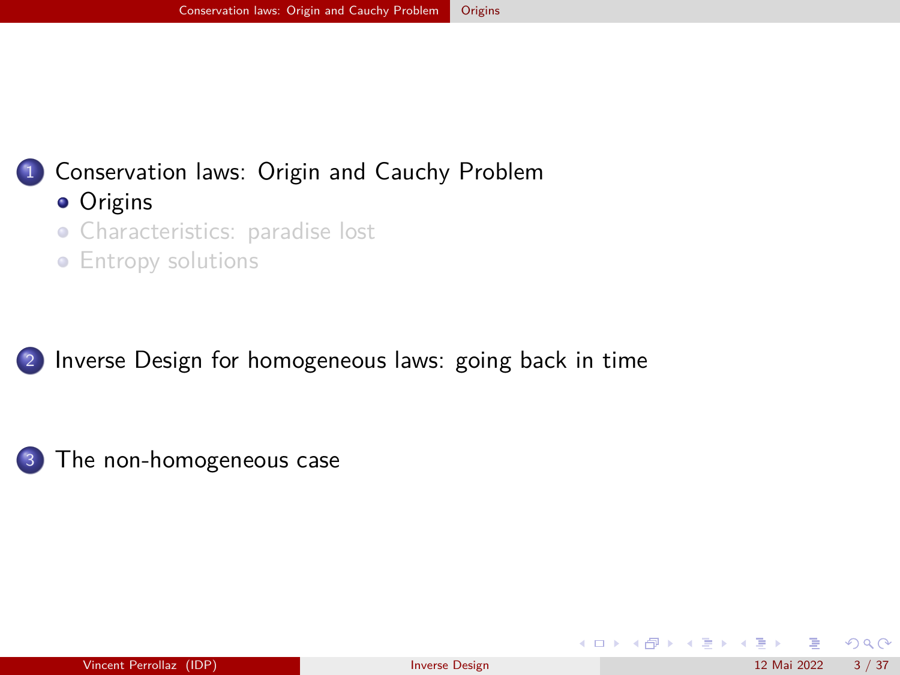1. Conservation laws: Origin and Cauchy Problem
   - Origins
   - Characteristics: paradise lost
   - Entropy solutions

2. Inverse Design for homogeneous laws: going back in time

3. The non-homogeneous case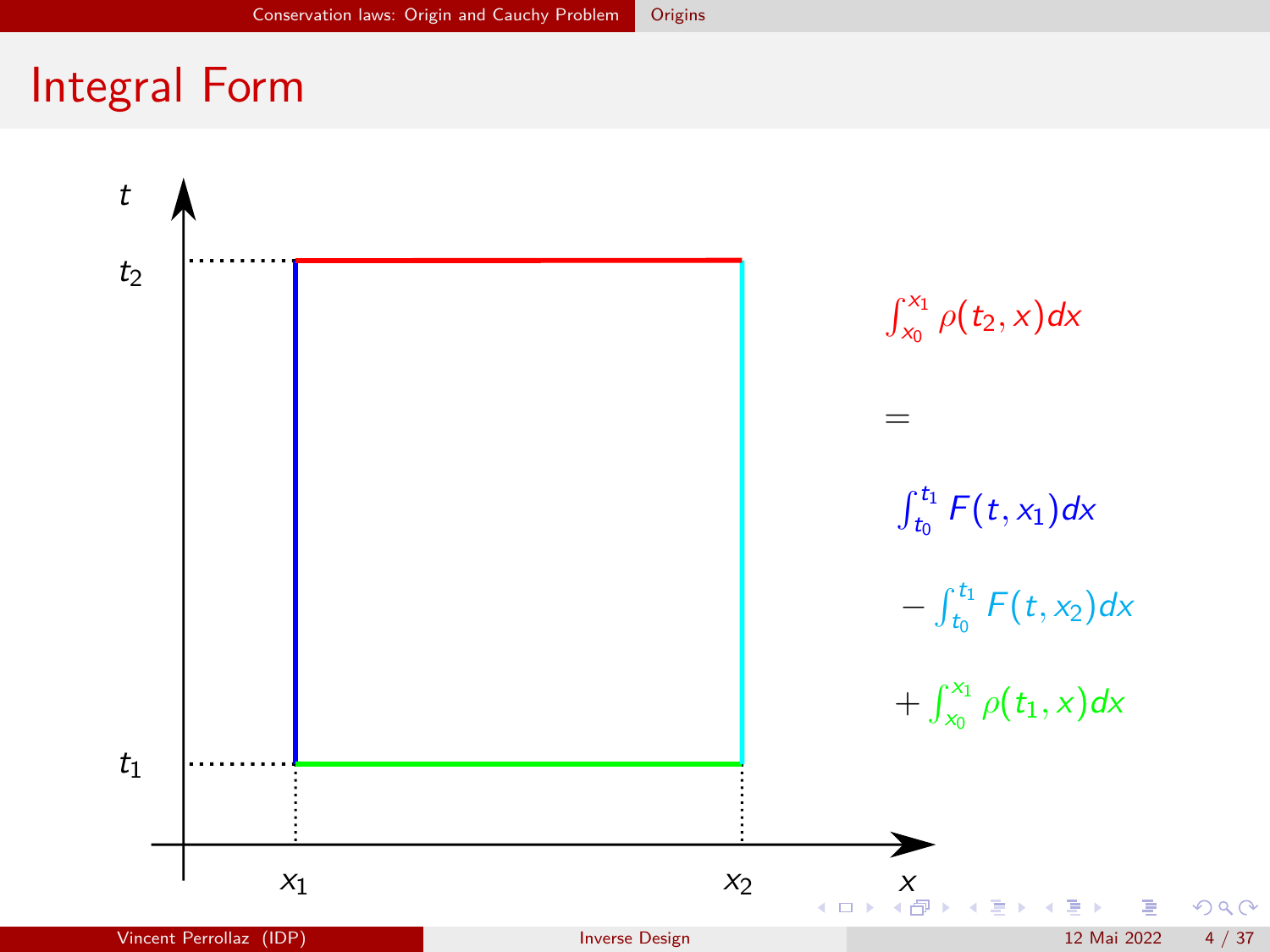# Integral Form

$$\int_{x_0}^{x_1} \rho(t_2, x) dx$$

$$=$$

$$\int_{t_0}^{t_1} F(t, x_1) dx$$

$$- \int_{t_0}^{t_1} F(t, x_2) dx$$

$$+ \int_{x_0}^{x_1} \rho(t_1, x) dx$$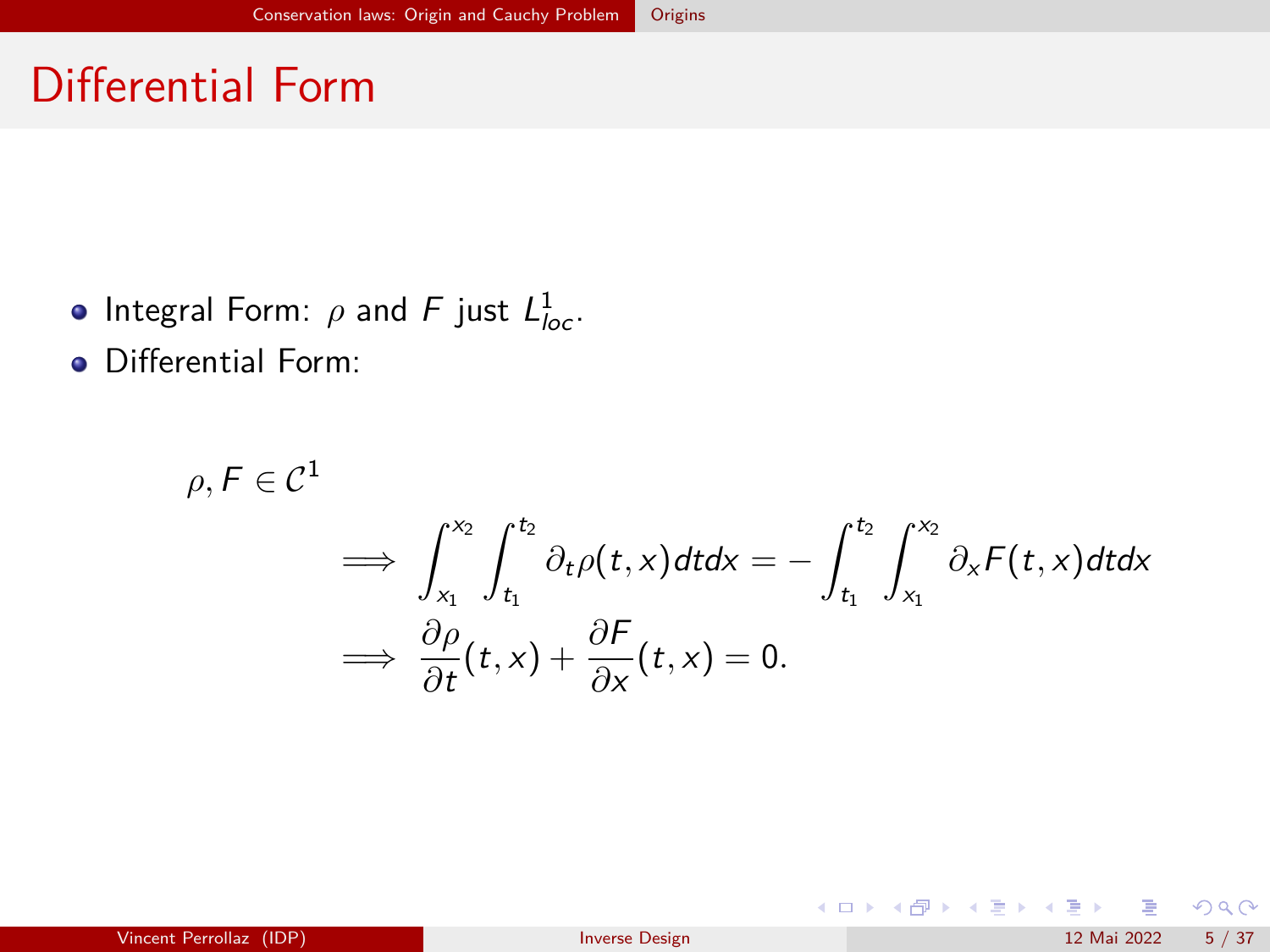# Differential Form

- Integral Form: $\rho$ and $F$ just $L^1_{loc}$.
- Differential Form:

$$
\begin{aligned}
&\rho, F \in \mathcal{C}^1 \\
&\qquad \Longrightarrow \int_{x_1}^{x_2} \int_{t_1}^{t_2} \partial_t \rho(t,x) dt dx = - \int_{t_1}^{t_2} \int_{x_1}^{x_2} \partial_x F(t,x) dt dx \\
&\qquad \Longrightarrow \frac{\partial \rho}{\partial t}(t,x) + \frac{\partial F}{\partial x}(t,x) = 0.
\end{aligned}
$$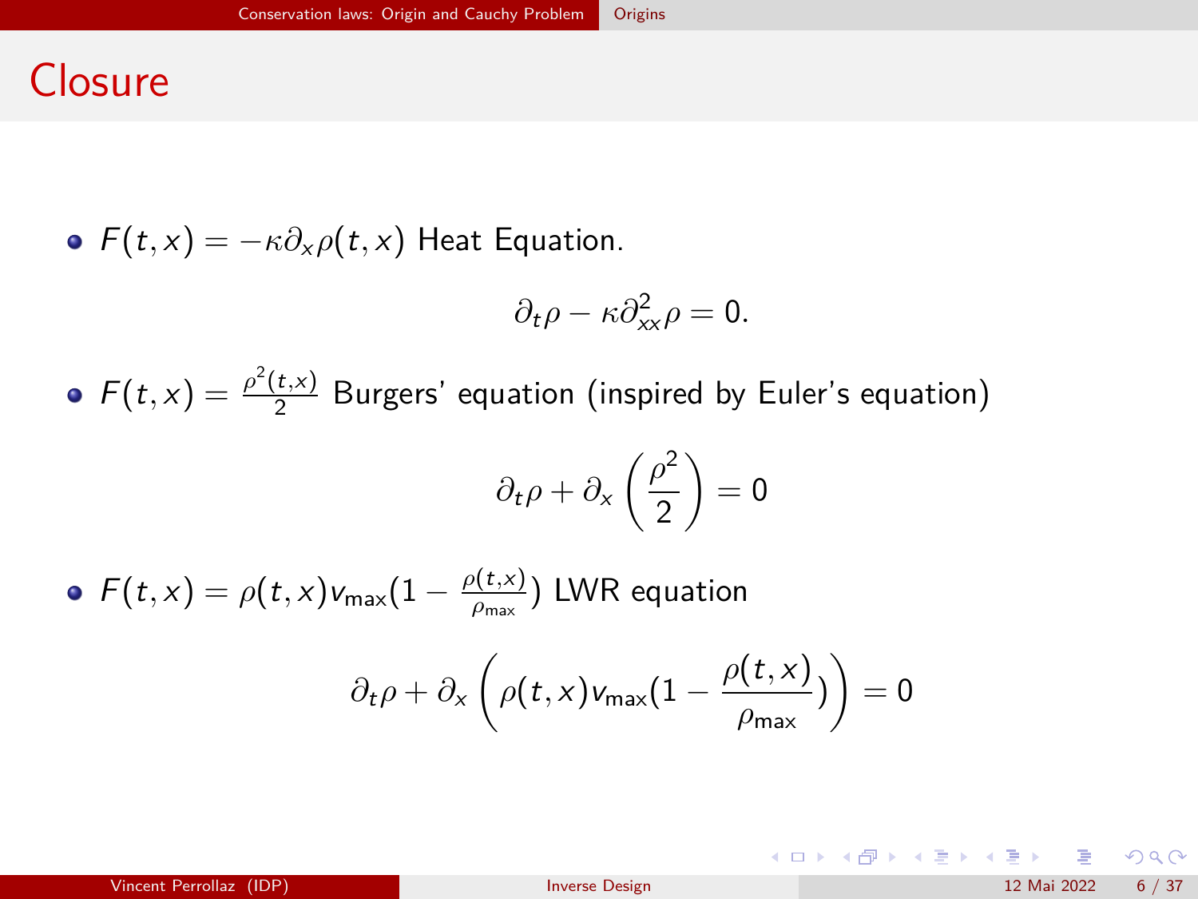# Closure

- $F(t,x) = -\kappa \partial_x \rho(t,x)$ Heat Equation.

$$\partial_t \rho - \kappa \partial^2_{xx} \rho = 0.$$

- $F(t,x) = \frac{\rho^2(t,x)}{2}$ Burgers' equation (inspired by Euler's equation)

$$\partial_t \rho + \partial_x \left( \frac{\rho^2}{2} \right) = 0$$

- $F(t,x) = \rho(t,x) v_{\max}(1 - \frac{\rho(t,x)}{\rho_{\max}})$ LWR equation

$$\partial_t \rho + \partial_x \left( \rho(t,x) v_{\max}(1 - \frac{\rho(t,x)}{\rho_{\max}}) \right) = 0$$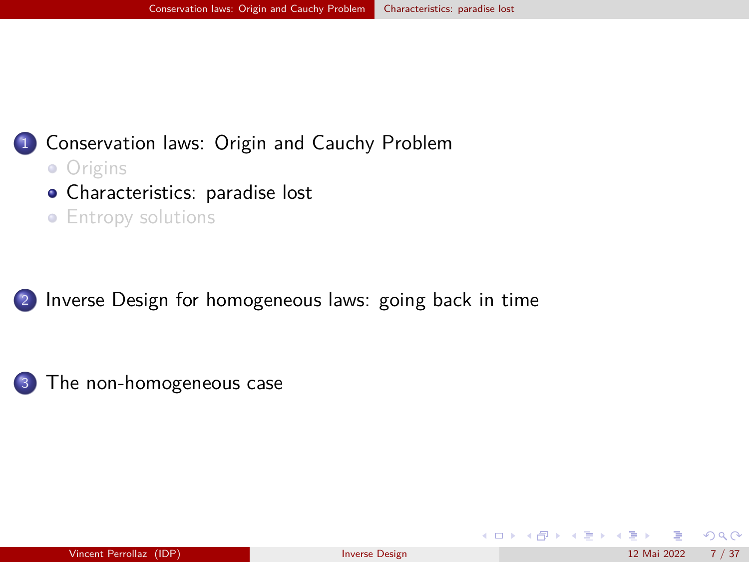1. Conservation laws: Origin and Cauchy Problem
   - Origins
   - Characteristics: paradise lost
   - Entropy solutions
2. Inverse Design for homogeneous laws: going back in time
3. The non-homogeneous case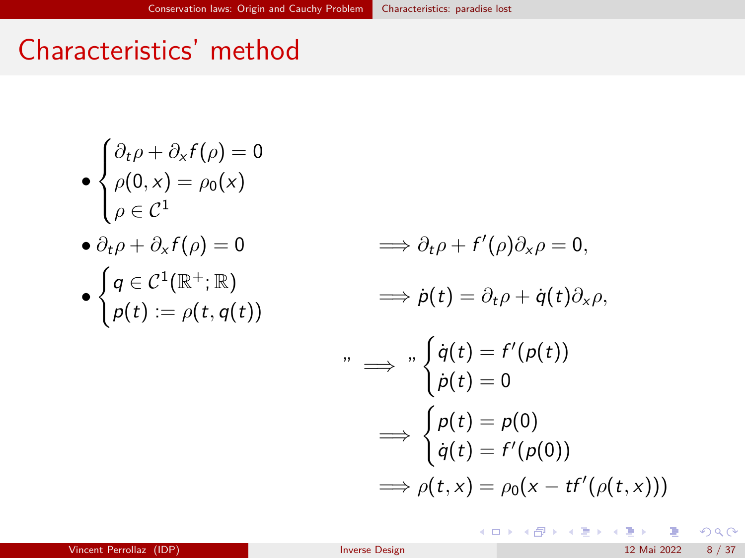# Characteristics' method

- $$\begin{cases} \partial_t \rho + \partial_x f(\rho) = 0 \\ \rho(0,x) = \rho_0(x) \\ \rho \in \mathcal{C}^1 \end{cases}$$

- $\partial_t \rho + \partial_x f(\rho) = 0$ $\qquad \Longrightarrow \partial_t \rho + f'(\rho)\partial_x \rho = 0,$

- $$\begin{cases} q \in \mathcal{C}^1(\mathbb{R}^+; \mathbb{R}) \\ p(t) := \rho(t, q(t)) \end{cases}$$ $\qquad \Longrightarrow \dot{p}(t) = \partial_t \rho + \dot{q}(t)\partial_x \rho,$

$$\text{"} \Longrightarrow \text{"} \begin{cases} \dot{q}(t) = f'(p(t)) \\ \dot{p}(t) = 0 \end{cases}$$

$$\Longrightarrow \begin{cases} p(t) = p(0) \\ \dot{q}(t) = f'(p(0)) \end{cases}$$

$$\Longrightarrow \rho(t,x) = \rho_0(x - tf'(\rho(t,x)))$$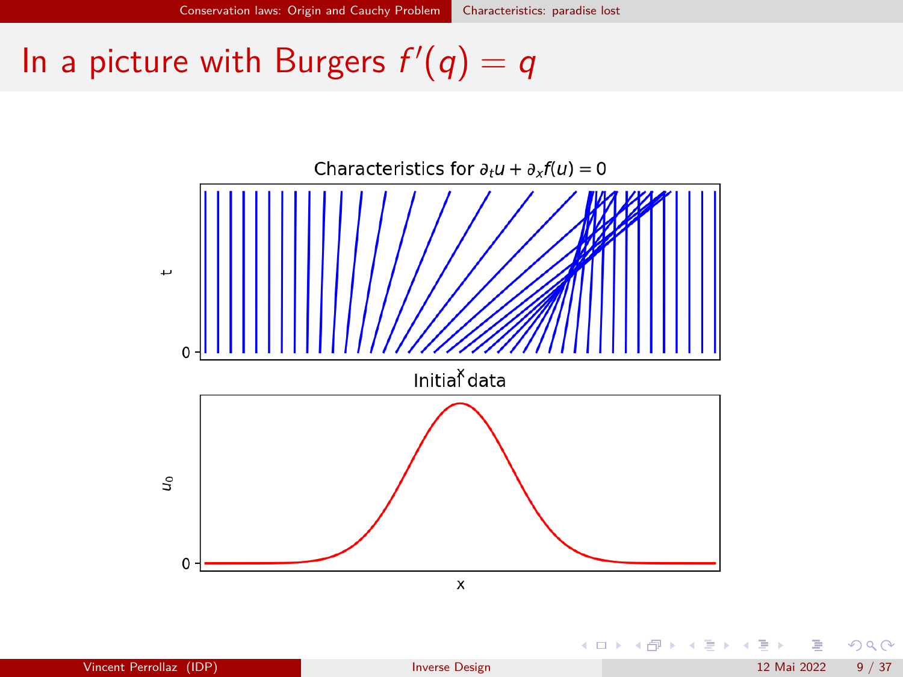# In a picture with Burgers $f'(q) = q$

Characteristics for $\partial_t u + \partial_x f(u) = 0$

Initial data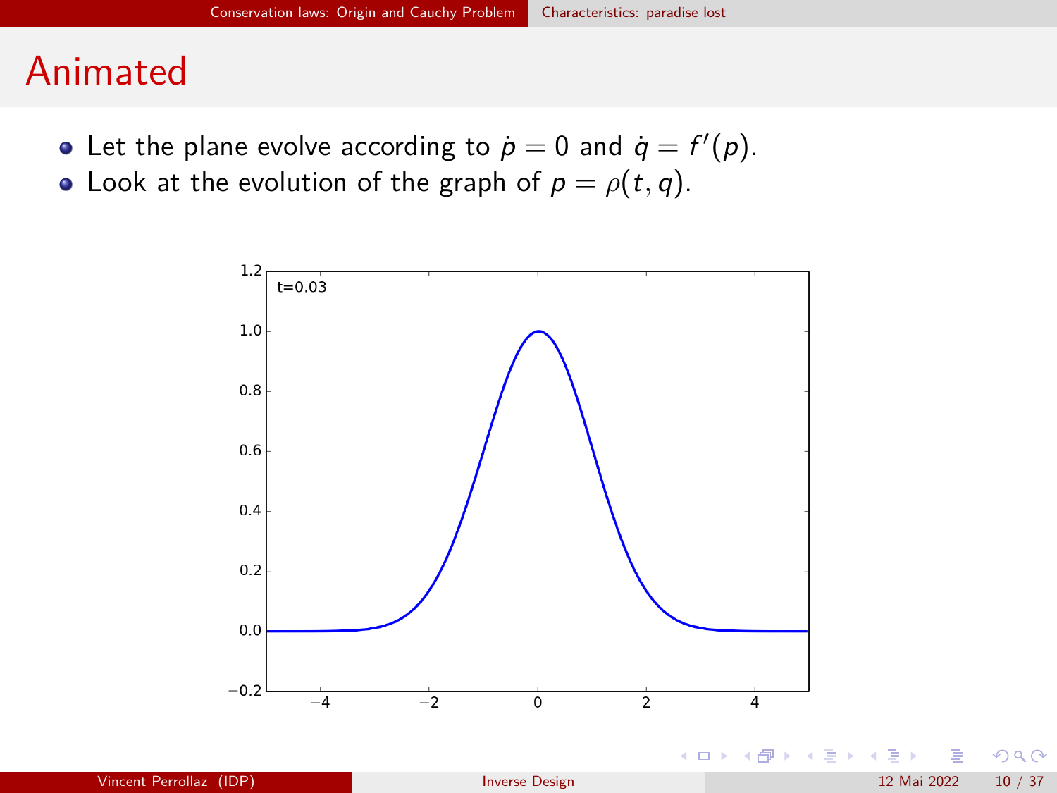# Animated

- Let the plane evolve according to $\dot{p} = 0$ and $\dot{q} = f'(p)$.
- Look at the evolution of the graph of $p = \rho(t, q)$.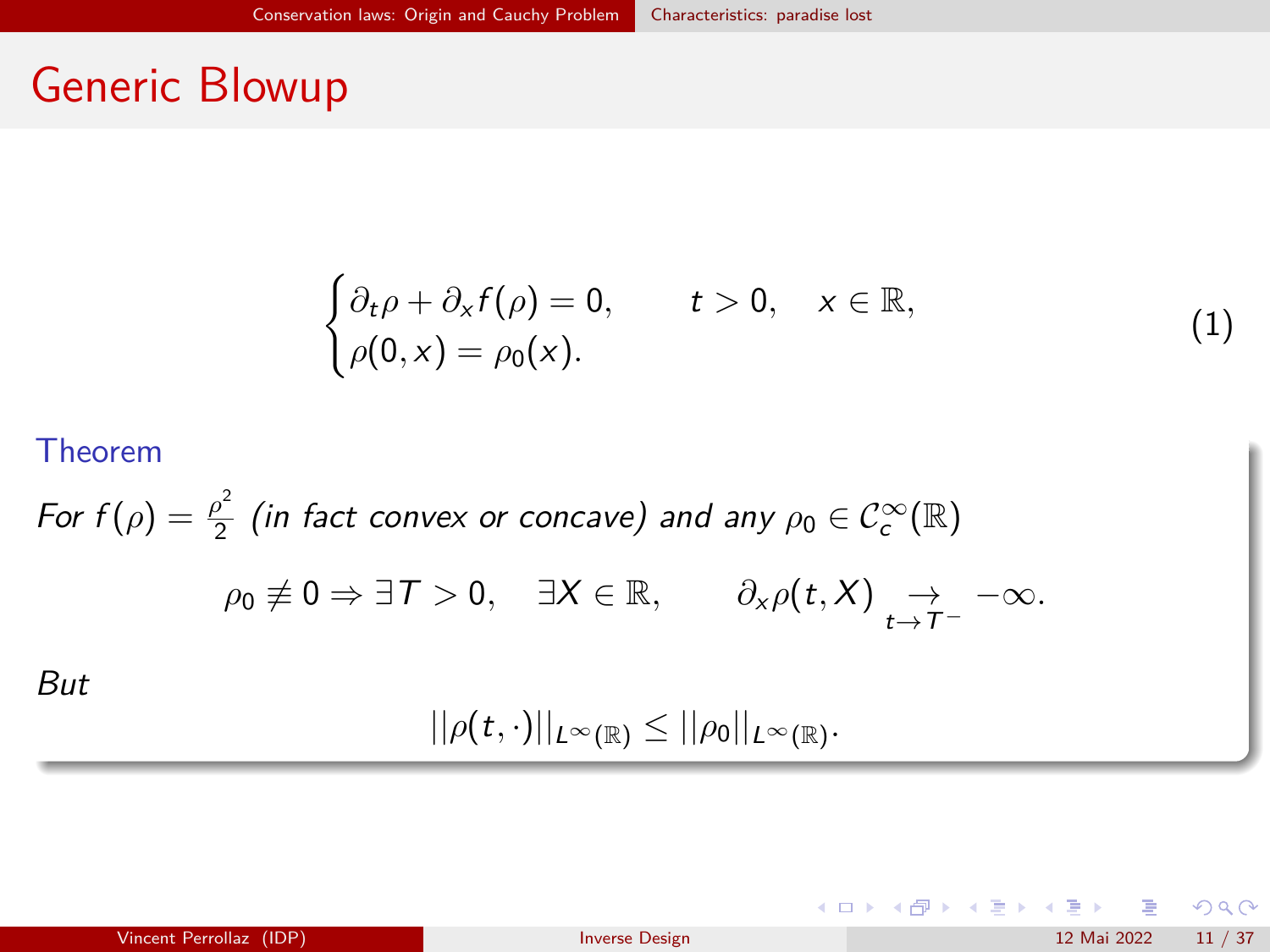# Generic Blowup

$$
\begin{cases}
\partial_t \rho + \partial_x f(\rho) = 0, & t > 0, \quad x \in \mathbb{R}, \\
\rho(0,x) = \rho_0(x).
\end{cases}
\tag{1}
$$

**Theorem**

*For $f(\rho) = \frac{\rho^2}{2}$ (in fact convex or concave) and any $\rho_0 \in \mathcal{C}_c^\infty(\mathbb{R})$*

$$
\rho_0 \not\equiv 0 \Rightarrow \exists T > 0, \quad \exists X \in \mathbb{R}, \qquad \partial_x \rho(t, X) \underset{t \to T^-}{\rightarrow} -\infty.
$$

*But*

$$
||\rho(t,\cdot)||_{L^\infty(\mathbb{R})} \leq ||\rho_0||_{L^\infty(\mathbb{R})}.
$$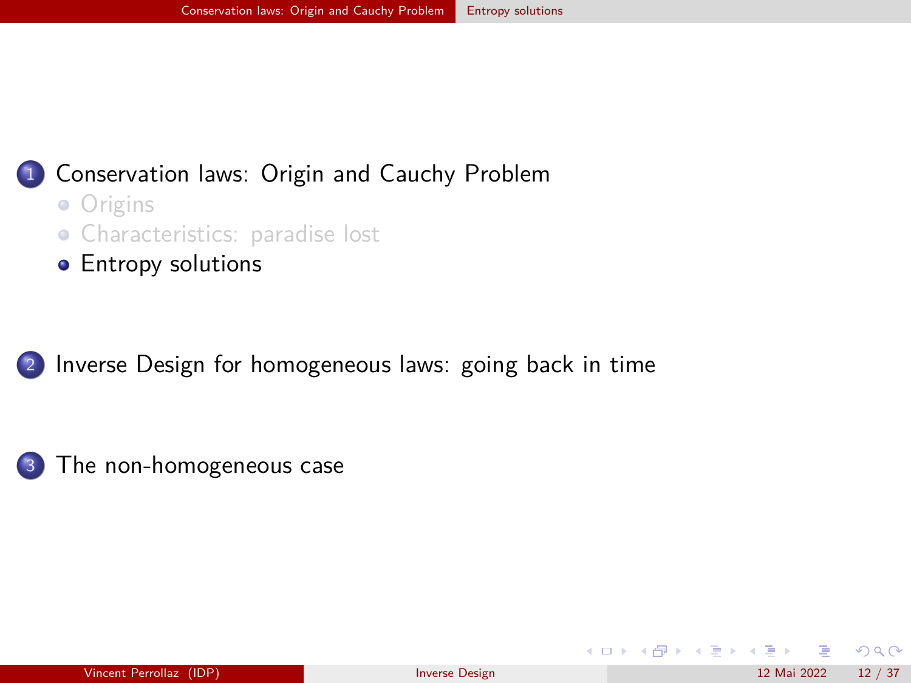1. Conservation laws: Origin and Cauchy Problem
   - Origins
   - Characteristics: paradise lost
   - Entropy solutions

2. Inverse Design for homogeneous laws: going back in time

3. The non-homogeneous case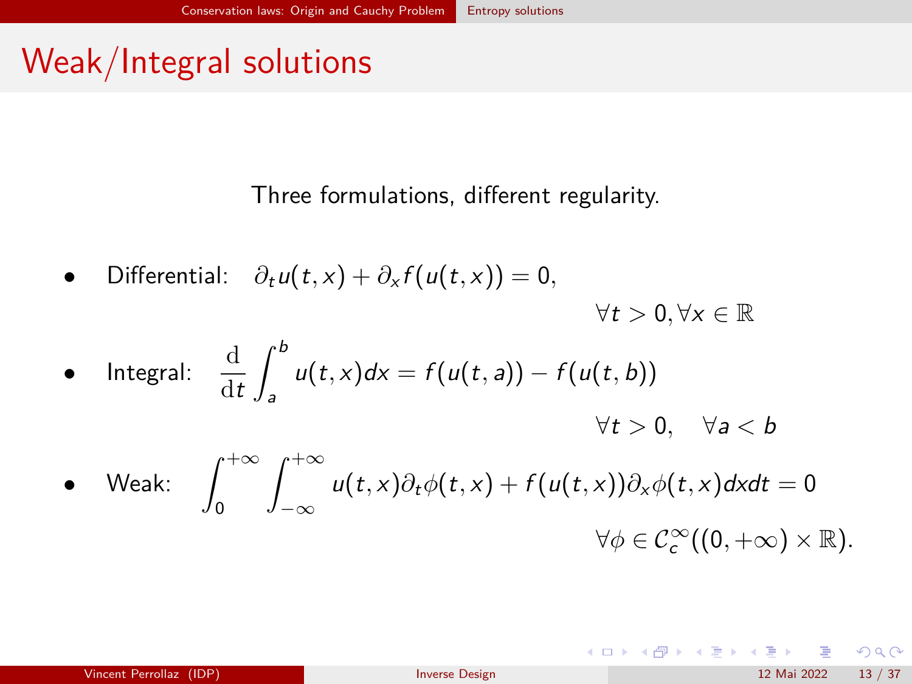# Weak/Integral solutions

Three formulations, different regularity.

- Differential: $\partial_t u(t,x) + \partial_x f(u(t,x)) = 0,$

  $$\forall t > 0, \forall x \in \mathbb{R}$$

- Integral: $\dfrac{\mathrm{d}}{\mathrm{d}t} \displaystyle\int_a^b u(t,x)dx = f(u(t,a)) - f(u(t,b))$

  $$\forall t > 0, \quad \forall a < b$$

- Weak: $\displaystyle\int_0^{+\infty} \int_{-\infty}^{+\infty} u(t,x)\partial_t \phi(t,x) + f(u(t,x))\partial_x \phi(t,x) dxdt = 0$

  $$\forall \phi \in \mathcal{C}_c^\infty((0,+\infty) \times \mathbb{R}).$$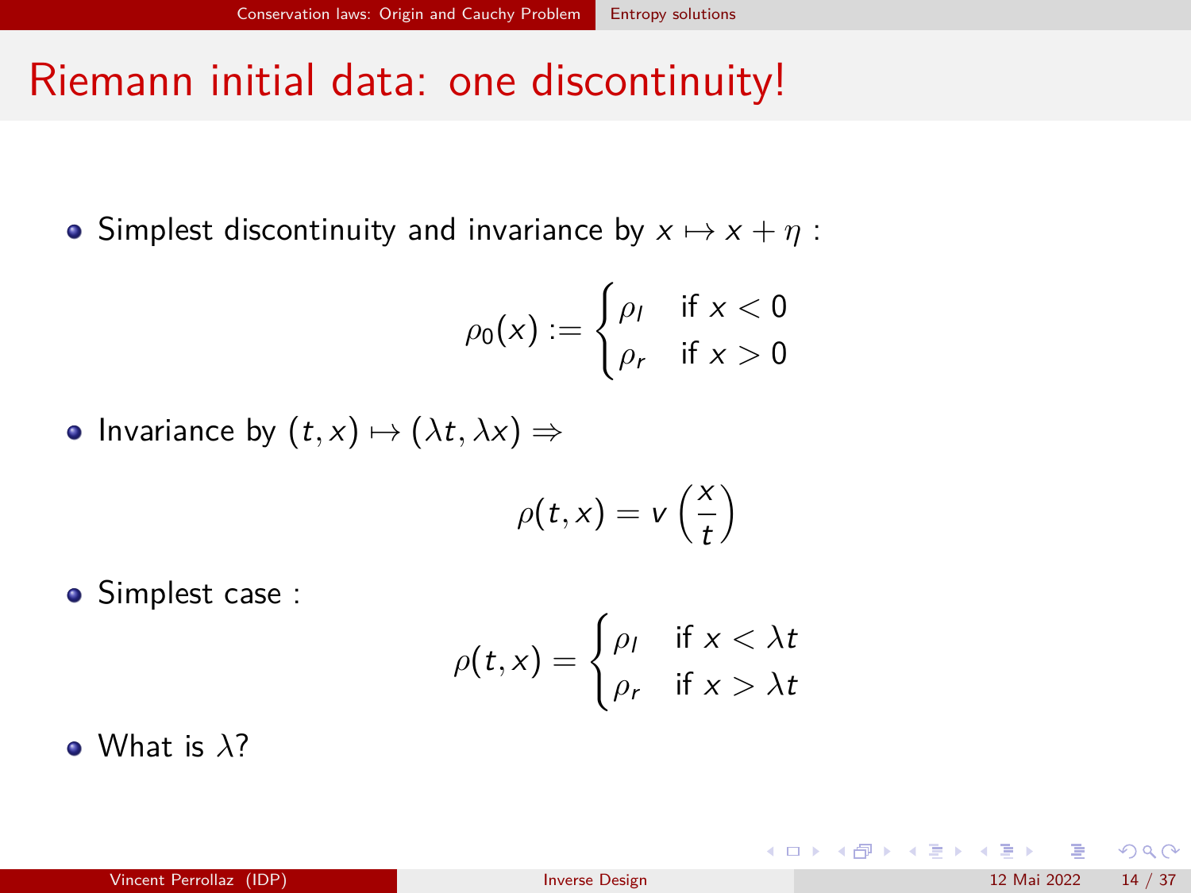# Riemann initial data: one discontinuity!

- Simplest discontinuity and invariance by $x \mapsto x + \eta$ :

$$\rho_0(x) := \begin{cases} \rho_l & \text{if } x < 0 \\ \rho_r & \text{if } x > 0 \end{cases}$$

- Invariance by $(t, x) \mapsto (\lambda t, \lambda x) \Rightarrow$

$$\rho(t, x) = v\left(\frac{x}{t}\right)$$

- Simplest case :

$$\rho(t, x) = \begin{cases} \rho_l & \text{if } x < \lambda t \\ \rho_r & \text{if } x > \lambda t \end{cases}$$

- What is $\lambda$?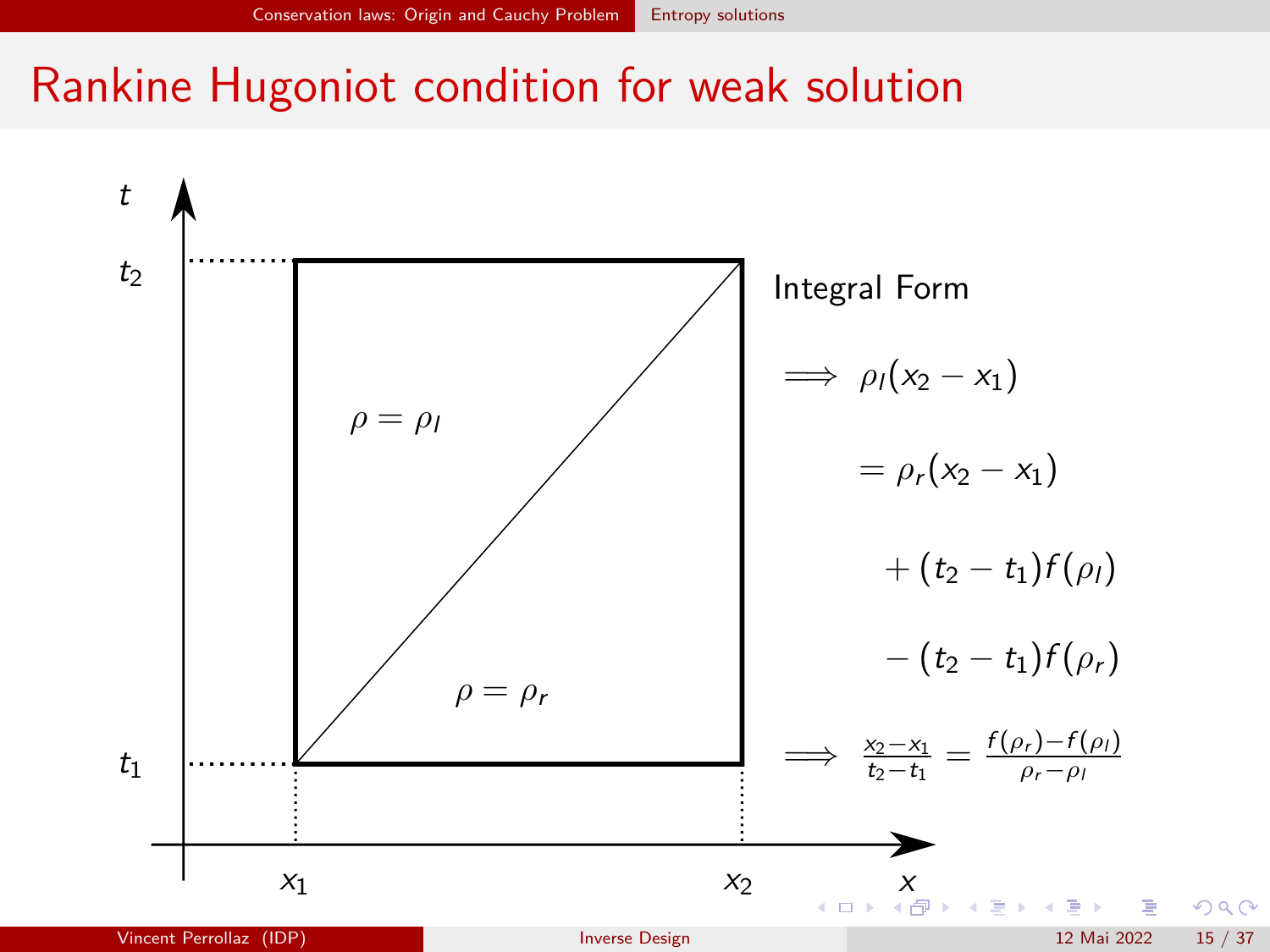# Rankine Hugoniot condition for weak solution

Integral Form

$$\implies \rho_l(x_2 - x_1)$$

$$= \rho_r(x_2 - x_1)$$

$$+ (t_2 - t_1) f(\rho_l)$$

$$- (t_2 - t_1) f(\rho_r)$$

$$\implies \frac{x_2 - x_1}{t_2 - t_1} = \frac{f(\rho_r) - f(\rho_l)}{\rho_r - \rho_l}$$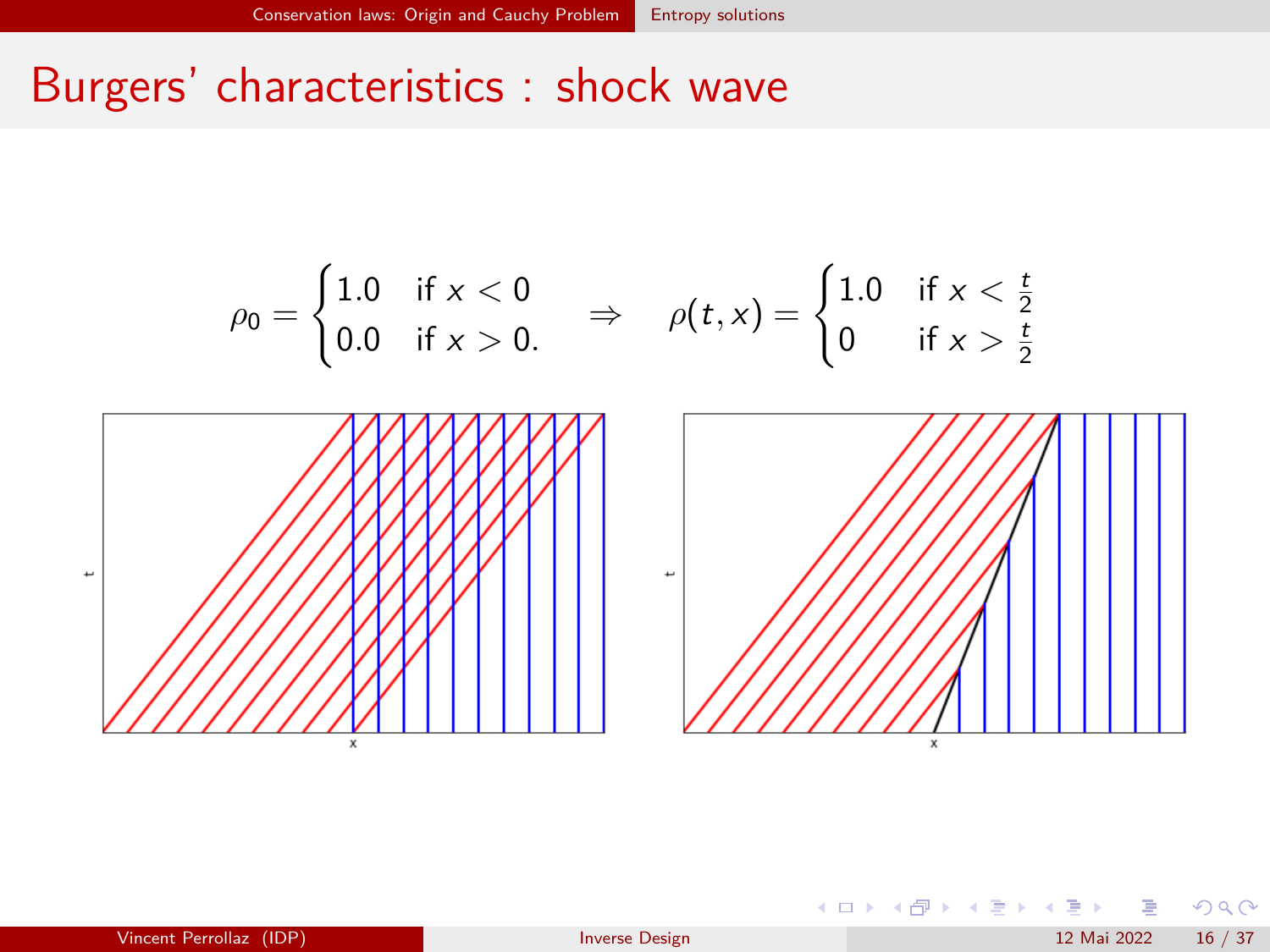# Burgers' characteristics : shock wave

$$\rho_0 = \begin{cases} 1.0 & \text{if } x < 0 \\ 0.0 & \text{if } x > 0. \end{cases} \quad \Rightarrow \quad \rho(t,x) = \begin{cases} 1.0 & \text{if } x < \frac{t}{2} \\ 0 & \text{if } x > \frac{t}{2} \end{cases}$$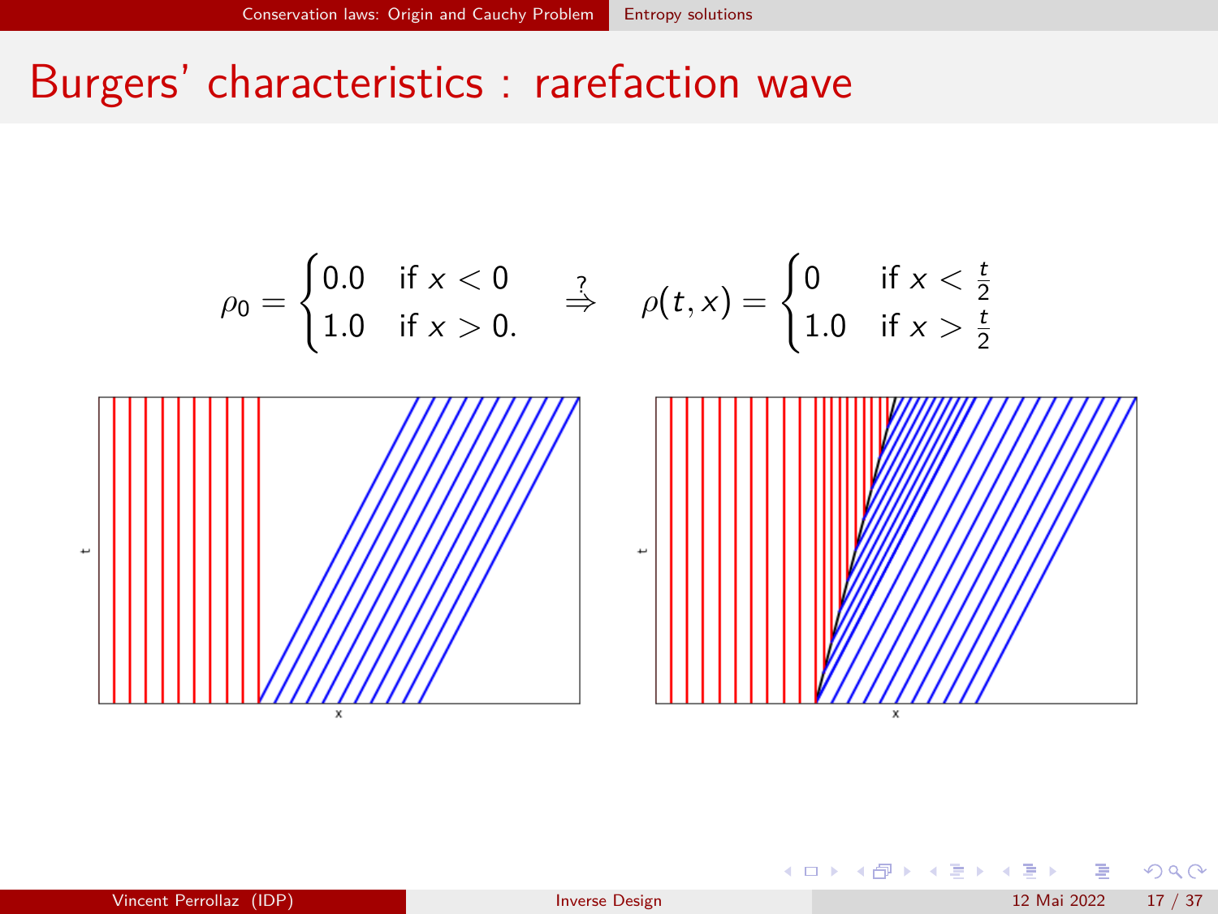# Burgers' characteristics : rarefaction wave

$$\rho_0 = \begin{cases} 0.0 & \text{if } x < 0 \\ 1.0 & \text{if } x > 0. \end{cases} \quad \overset{?}{\Rightarrow} \quad \rho(t,x) = \begin{cases} 0 & \text{if } x < \frac{t}{2} \\ 1.0 & \text{if } x > \frac{t}{2} \end{cases}$$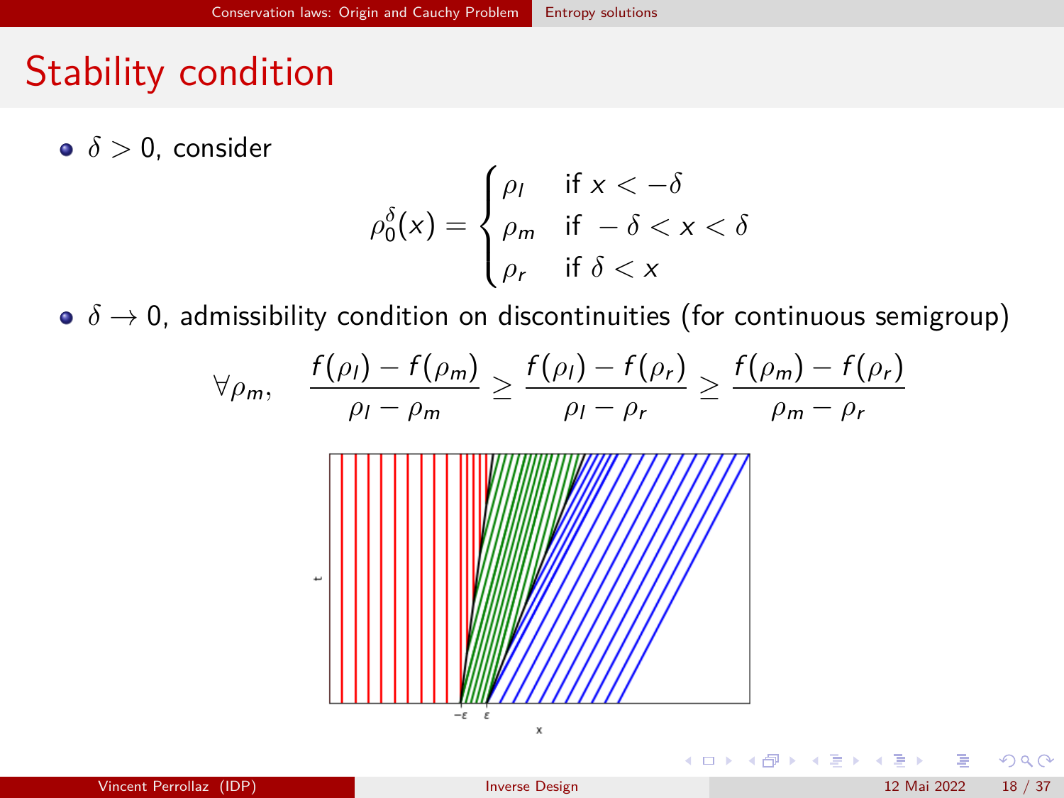# Stability condition

- $\delta > 0$, consider

$$\rho_0^\delta(x) = \begin{cases} \rho_l & \text{if } x < -\delta \\ \rho_m & \text{if } -\delta < x < \delta \\ \rho_r & \text{if } \delta < x \end{cases}$$

- $\delta \to 0$, admissibility condition on discontinuities (for continuous semigroup)

$$\forall \rho_m, \quad \frac{f(\rho_l) - f(\rho_m)}{\rho_l - \rho_m} \geq \frac{f(\rho_l) - f(\rho_r)}{\rho_l - \rho_r} \geq \frac{f(\rho_m) - f(\rho_r)}{\rho_m - \rho_r}$$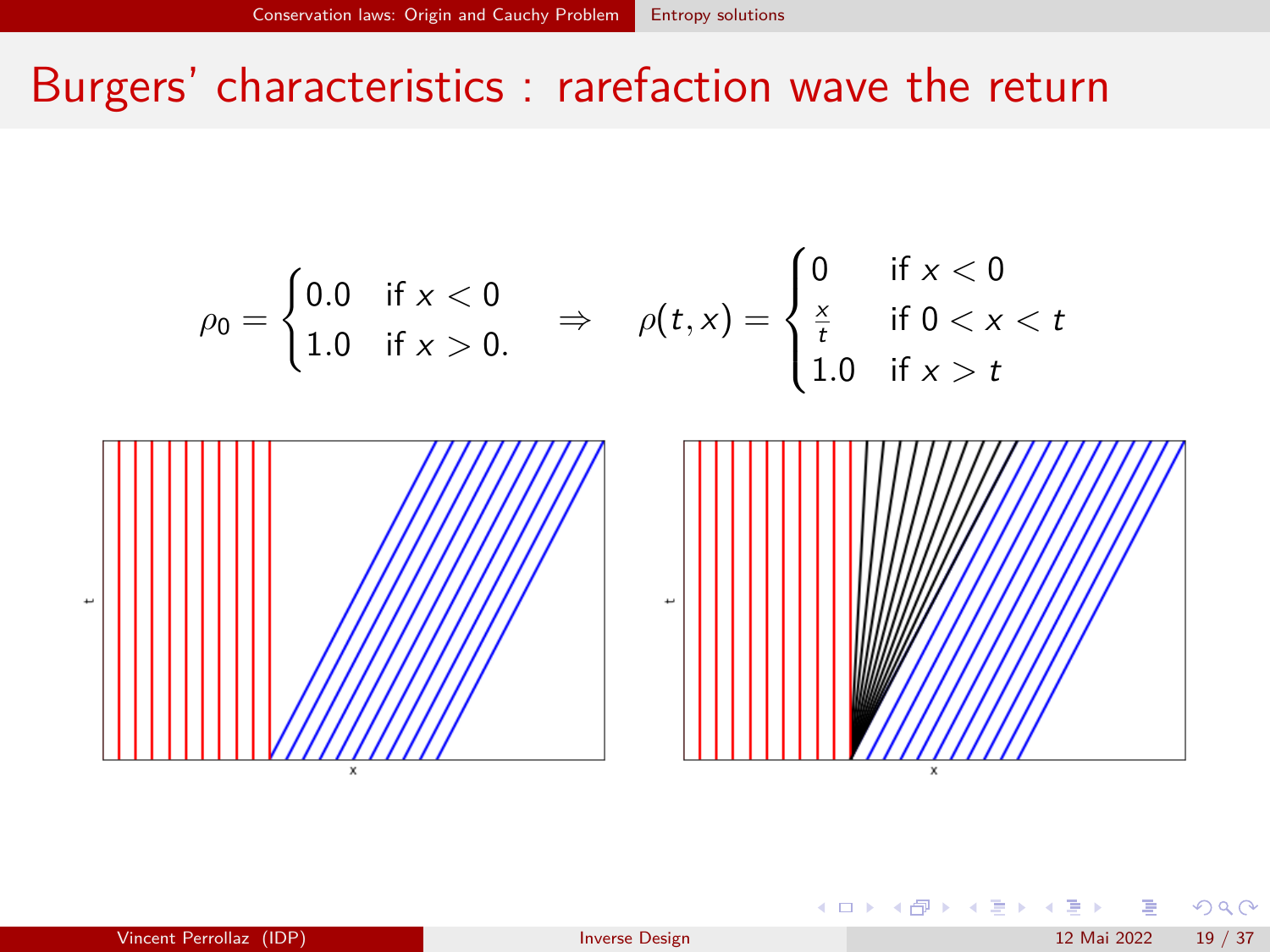# Burgers' characteristics : rarefaction wave the return

$$
\rho_0 = \begin{cases} 0.0 & \text{if } x < 0 \\ 1.0 & \text{if } x > 0. \end{cases} \quad \Rightarrow \quad \rho(t,x) = \begin{cases} 0 & \text{if } x < 0 \\ \frac{x}{t} & \text{if } 0 < x < t \\ 1.0 & \text{if } x > t \end{cases}
$$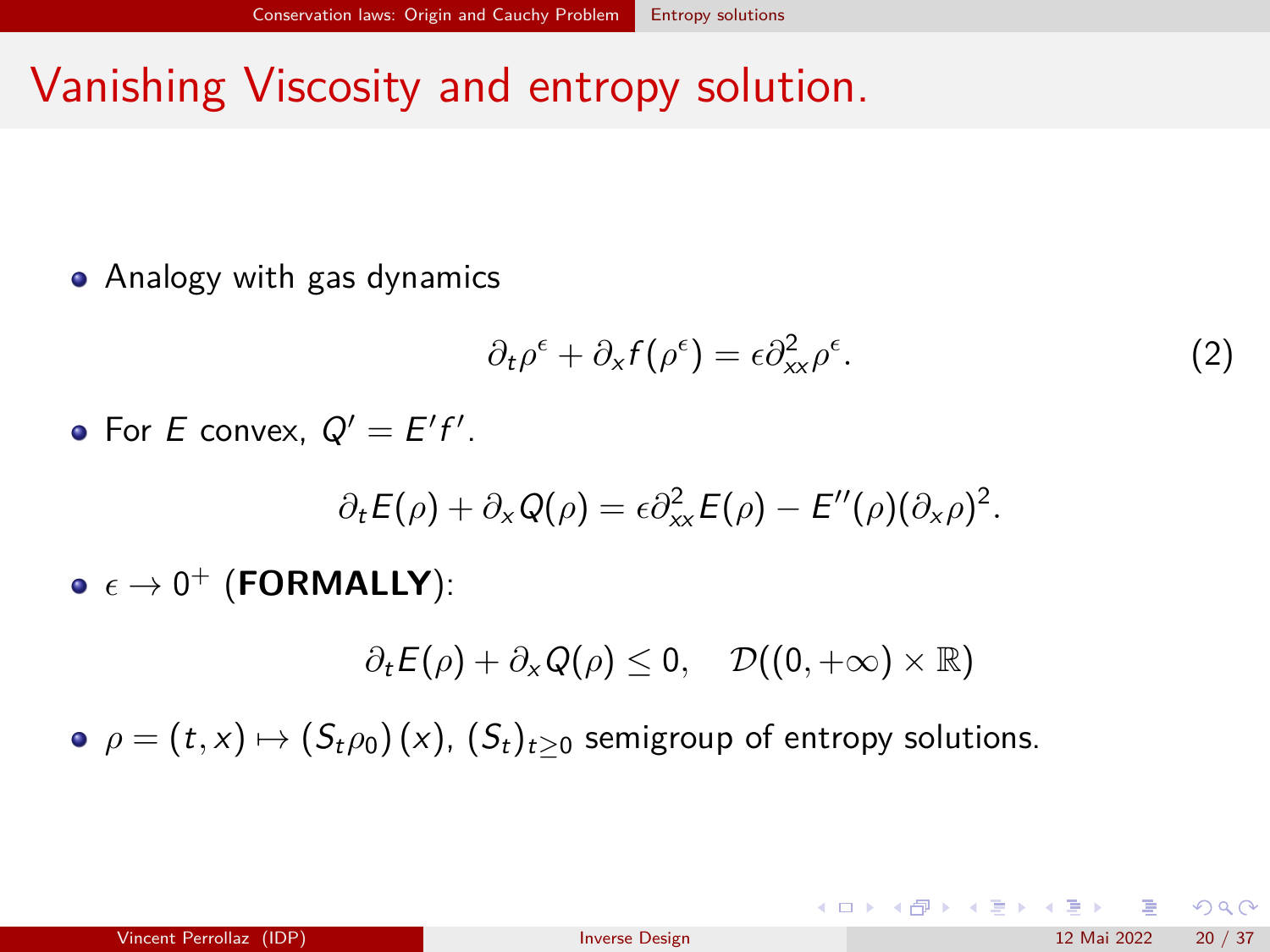# Vanishing Viscosity and entropy solution.

- Analogy with gas dynamics

$$\partial_t \rho^\epsilon + \partial_x f(\rho^\epsilon) = \epsilon \partial_{xx}^2 \rho^\epsilon. \tag{2}$$

- For $E$ convex, $Q' = E'f'$.

$$\partial_t E(\rho) + \partial_x Q(\rho) = \epsilon \partial_{xx}^2 E(\rho) - E''(\rho)(\partial_x \rho)^2.$$

- $\epsilon \to 0^+$ (**FORMALLY**):

$$\partial_t E(\rho) + \partial_x Q(\rho) \leq 0, \quad \mathcal{D}((0, +\infty) \times \mathbb{R})$$

- $\rho = (t, x) \mapsto (S_t \rho_0)(x)$, $(S_t)_{t \geq 0}$ semigroup of entropy solutions.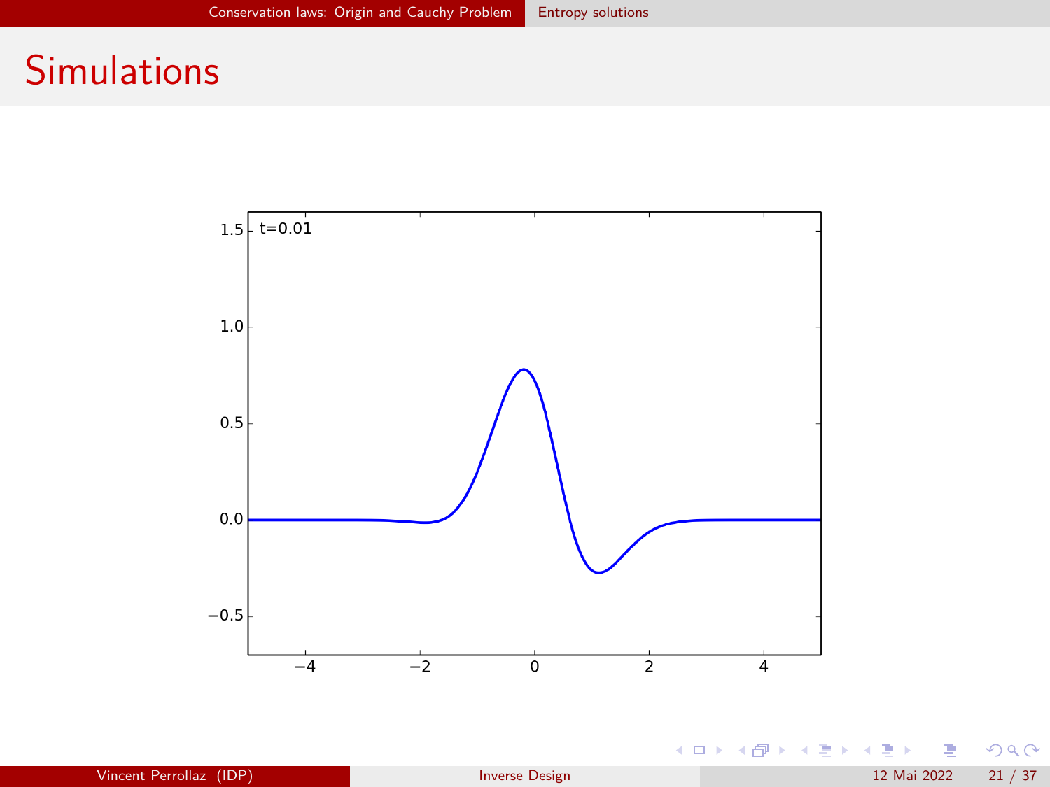# Simulations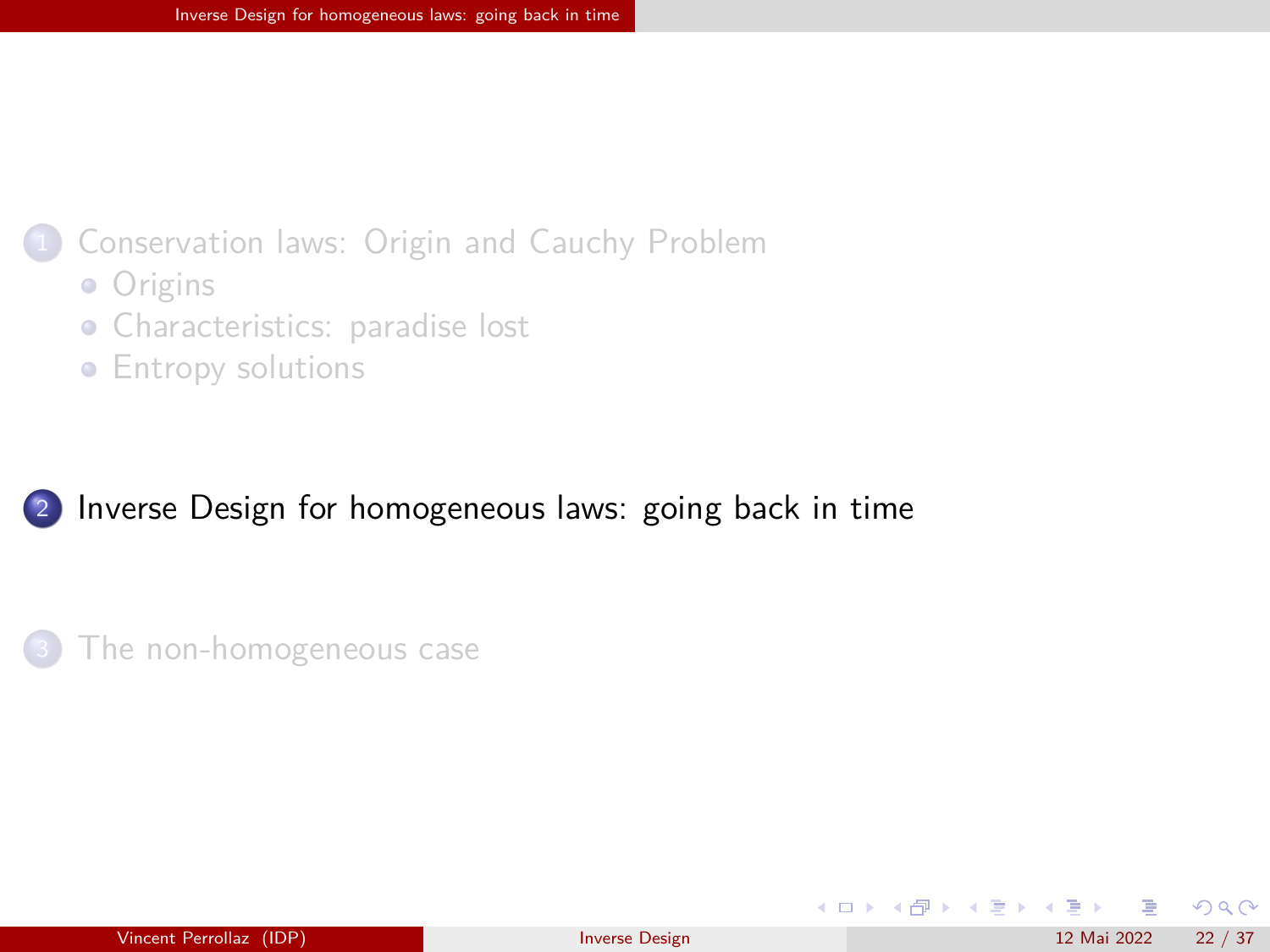1. Conservation laws: Origin and Cauchy Problem
   - Origins
   - Characteristics: paradise lost
   - Entropy solutions

2. Inverse Design for homogeneous laws: going back in time

3. The non-homogeneous case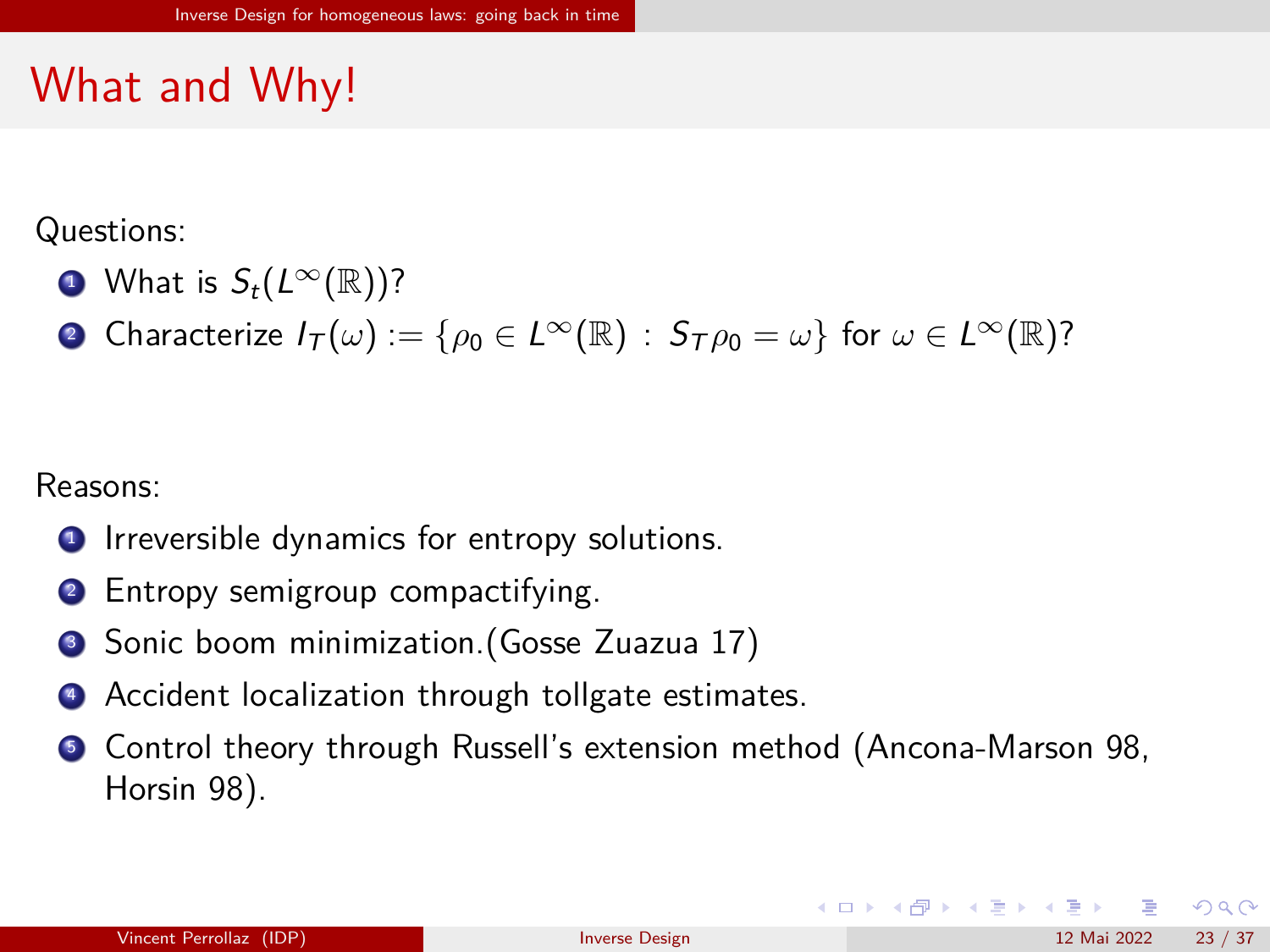# What and Why!

Questions:

1. What is $S_t(L^\infty(\mathbb{R}))$?
2. Characterize $I_T(\omega) := \{\rho_0 \in L^\infty(\mathbb{R}) \ : \ S_T\rho_0 = \omega\}$ for $\omega \in L^\infty(\mathbb{R})$?

Reasons:

1. Irreversible dynamics for entropy solutions.
2. Entropy semigroup compactifying.
3. Sonic boom minimization.(Gosse Zuazua 17)
4. Accident localization through tollgate estimates.
5. Control theory through Russell's extension method (Ancona-Marson 98, Horsin 98).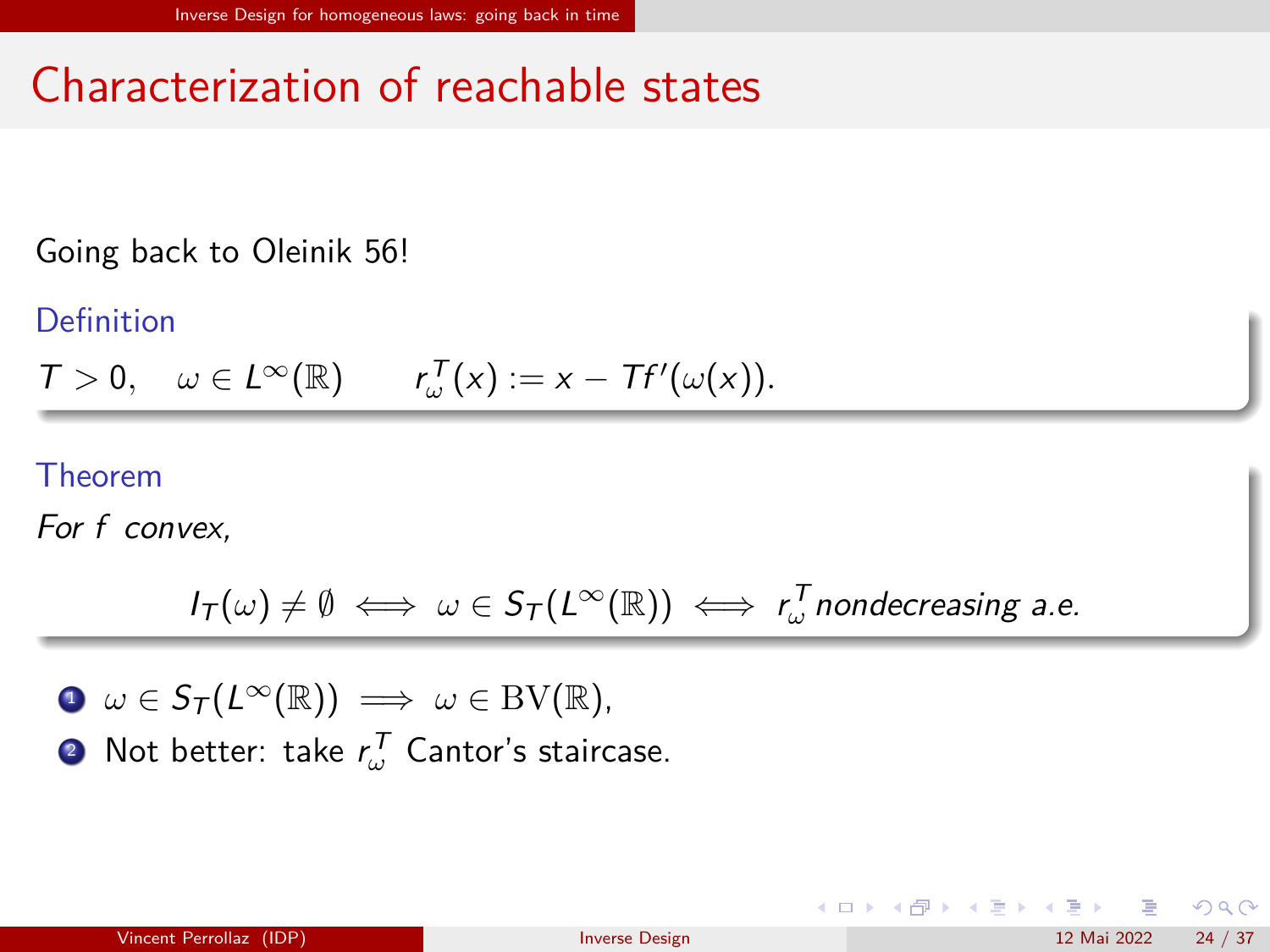# Characterization of reachable states

Going back to Oleinik 56!

**Definition**

$T > 0, \quad \omega \in L^\infty(\mathbb{R}) \qquad r_\omega^T(x) := x - Tf'(\omega(x)).$

**Theorem**

*For $f$ convex,*

$$I_T(\omega) \neq \emptyset \iff \omega \in S_T(L^\infty(\mathbb{R})) \iff r_\omega^T \text{ nondecreasing a.e.}$$

1. $\omega \in S_T(L^\infty(\mathbb{R})) \implies \omega \in \mathrm{BV}(\mathbb{R})$,
2. Not better: take $r_\omega^T$ Cantor's staircase.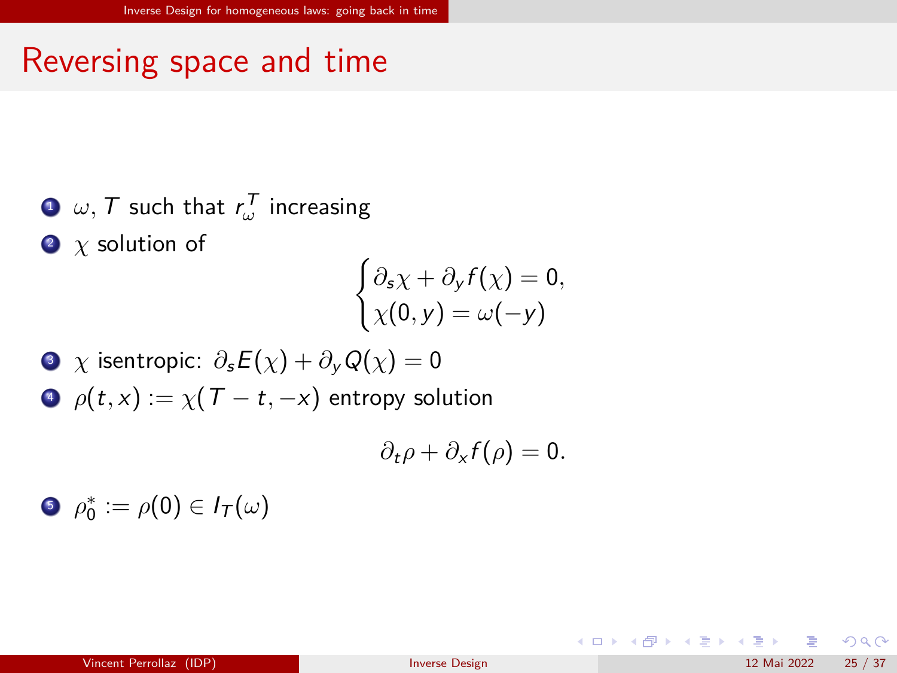# Reversing space and time

1. $\omega, T$ such that $r_\omega^T$ increasing
2. $\chi$ solution of

$$\begin{cases} \partial_s \chi + \partial_y f(\chi) = 0, \\ \chi(0, y) = \omega(-y) \end{cases}$$

3. $\chi$ isentropic: $\partial_s E(\chi) + \partial_y Q(\chi) = 0$
4. $\rho(t, x) := \chi(T - t, -x)$ entropy solution

$$\partial_t \rho + \partial_x f(\rho) = 0.$$

5. $\rho_0^* := \rho(0) \in I_T(\omega)$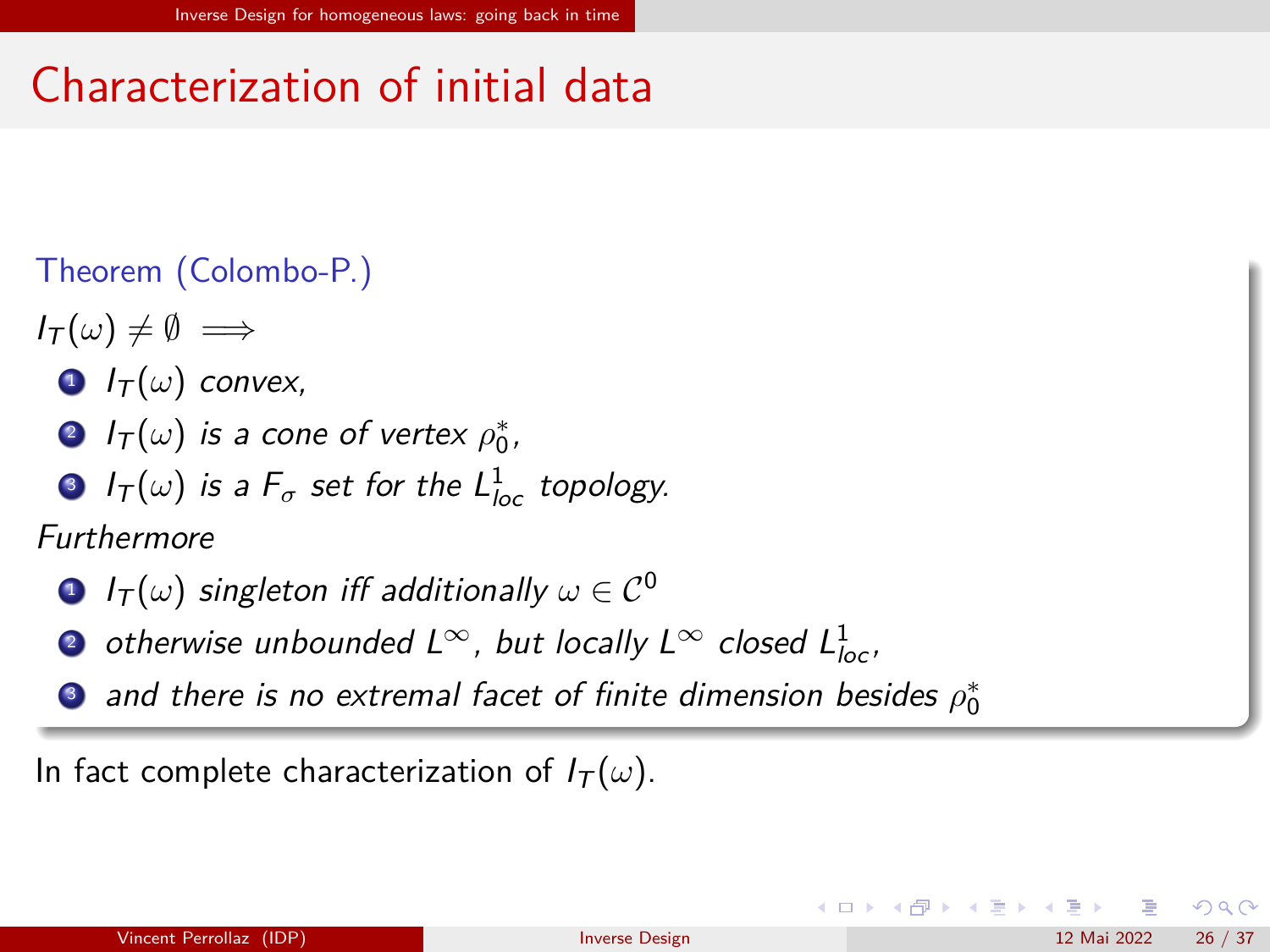# Characterization of initial data

**Theorem (Colombo-P.)**

*$I_T(\omega) \neq \emptyset \implies$*

1. *$I_T(\omega)$ convex,*
2. *$I_T(\omega)$ is a cone of vertex $\rho_0^*$,*
3. *$I_T(\omega)$ is a $F_\sigma$ set for the $L^1_{loc}$ topology.*

*Furthermore*

1. *$I_T(\omega)$ singleton iff additionally $\omega \in \mathcal{C}^0$*
2. *otherwise unbounded $L^\infty$, but locally $L^\infty$ closed $L^1_{loc}$,*
3. *and there is no extremal facet of finite dimension besides $\rho_0^*$*

In fact complete characterization of $I_T(\omega)$.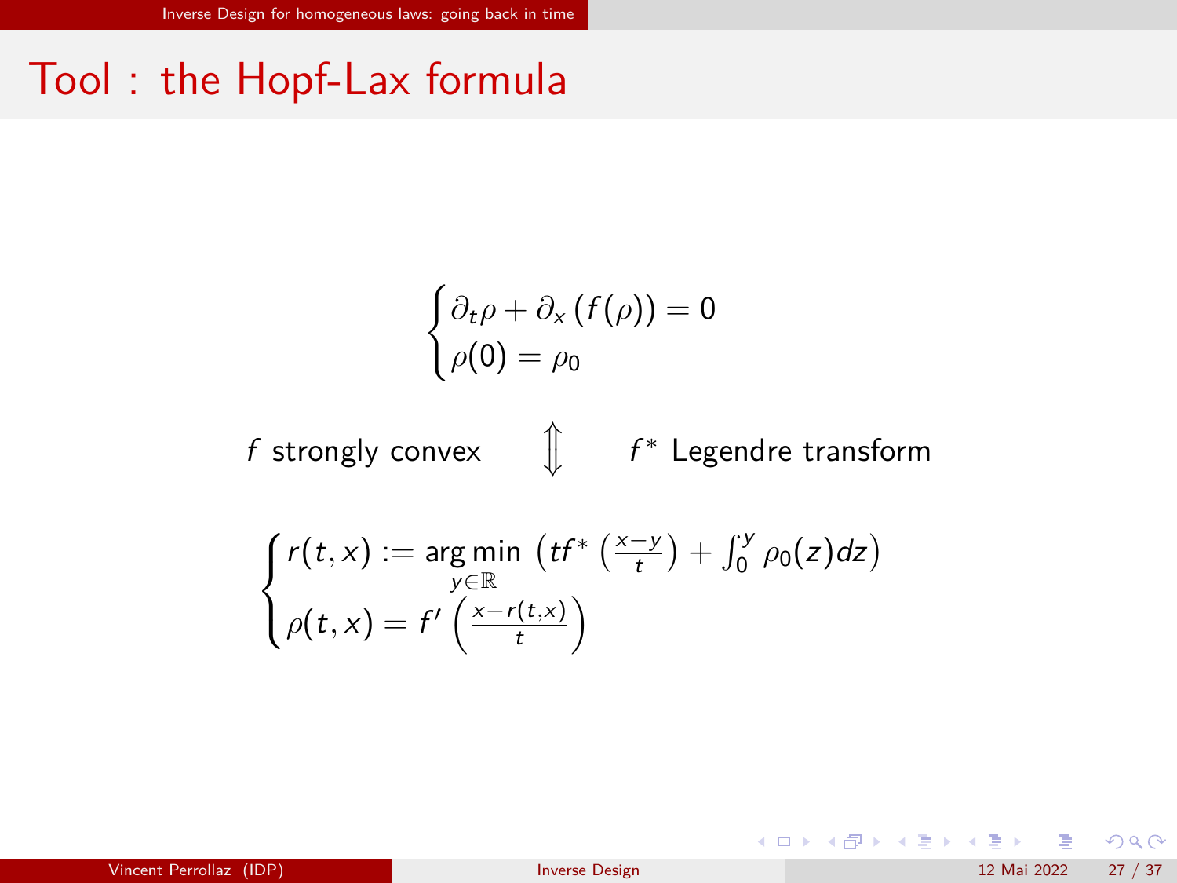# Tool : the Hopf-Lax formula

$$\begin{cases} \partial_t \rho + \partial_x (f(\rho)) = 0 \\ \rho(0) = \rho_0 \end{cases}$$

$f$ strongly convex $\Updownarrow$ $f^*$ Legendre transform

$$\begin{cases} r(t,x) := \underset{y \in \mathbb{R}}{\arg\min} \left( t f^* \left( \frac{x-y}{t} \right) + \int_0^y \rho_0(z) dz \right) \\ \rho(t,x) = f' \left( \frac{x - r(t,x)}{t} \right) \end{cases}$$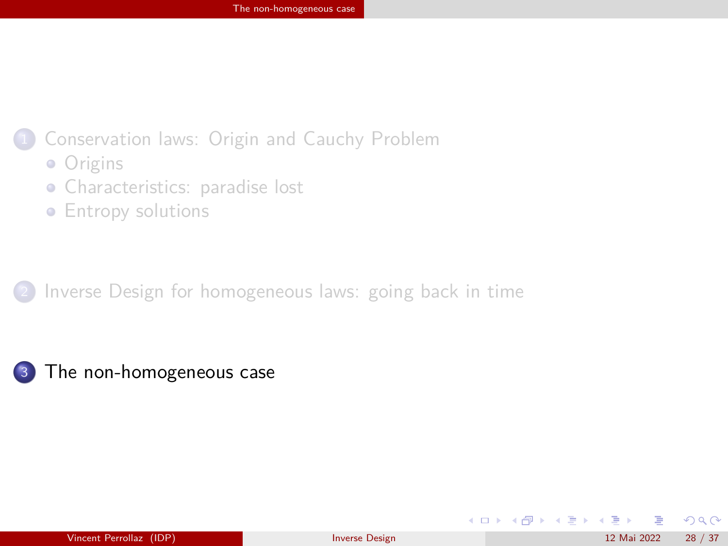1. Conservation laws: Origin and Cauchy Problem
   - Origins
   - Characteristics: paradise lost
   - Entropy solutions
2. Inverse Design for homogeneous laws: going back in time
3. The non-homogeneous case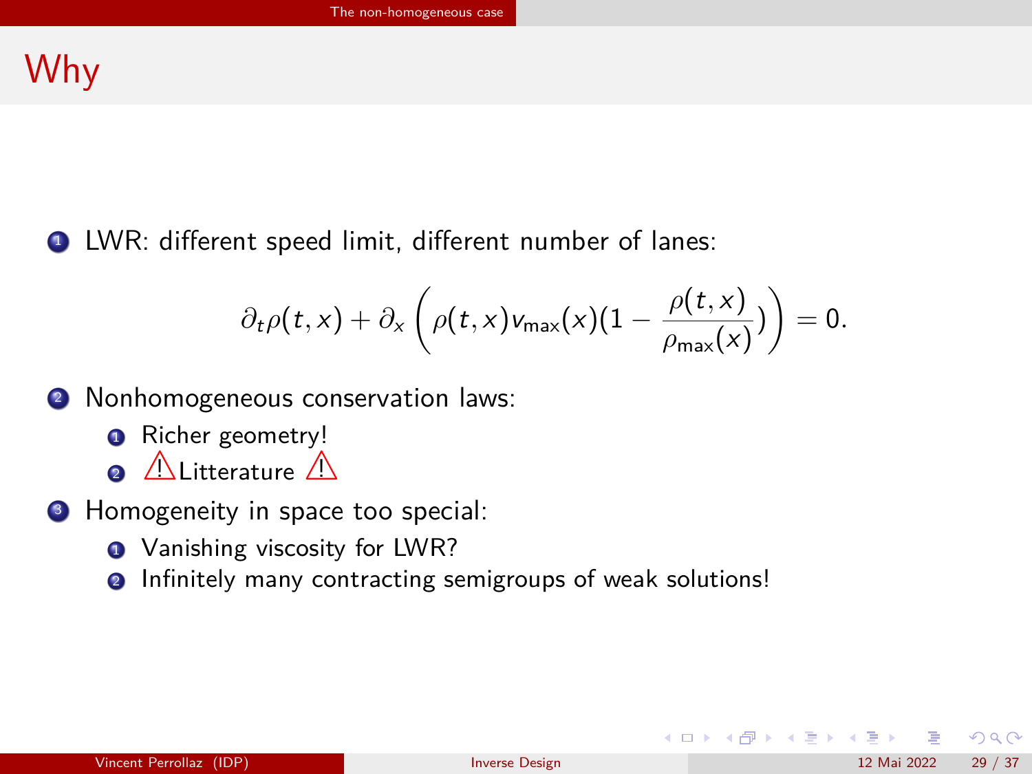# Why

1. LWR: different speed limit, different number of lanes:

$$\partial_t \rho(t,x) + \partial_x \left( \rho(t,x) v_{\max}(x)(1 - \frac{\rho(t,x)}{\rho_{\max}(x)}) \right) = 0.$$

2. Nonhomogeneous conservation laws:
   1. Richer geometry!
   2. ⚠Litterature ⚠
3. Homogeneity in space too special:
   1. Vanishing viscosity for LWR?
   2. Infinitely many contracting semigroups of weak solutions!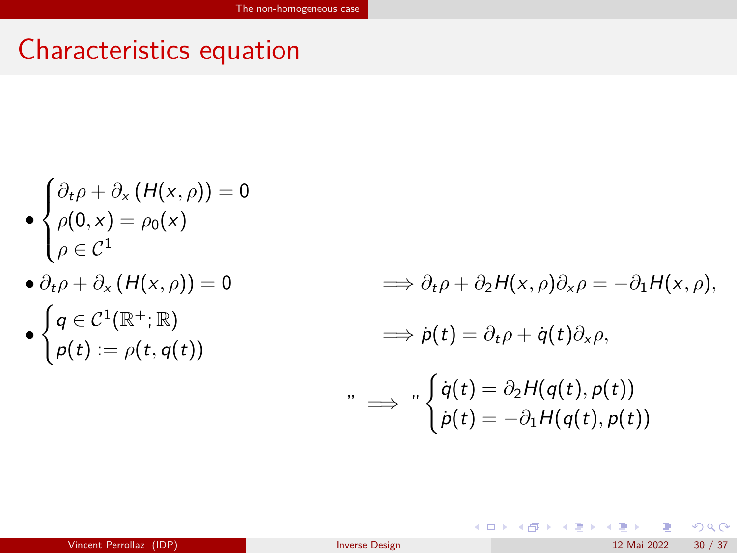# Characteristics equation

- $$\begin{cases} \partial_t \rho + \partial_x \left( H(x,\rho) \right) = 0 \\ \rho(0,x) = \rho_0(x) \\ \rho \in \mathcal{C}^1 \end{cases}$$

- $\partial_t \rho + \partial_x \left( H(x,\rho) \right) = 0 \qquad \Longrightarrow \partial_t \rho + \partial_2 H(x,\rho) \partial_x \rho = -\partial_1 H(x,\rho),$

- $$\begin{cases} q \in \mathcal{C}^1(\mathbb{R}^+; \mathbb{R}) \\ p(t) := \rho(t, q(t)) \end{cases} \qquad \Longrightarrow \dot{p}(t) = \partial_t \rho + \dot{q}(t) \partial_x \rho,$$

$$\text{“} \Longrightarrow \text{”} \begin{cases} \dot{q}(t) = \partial_2 H(q(t), p(t)) \\ \dot{p}(t) = -\partial_1 H(q(t), p(t)) \end{cases}$$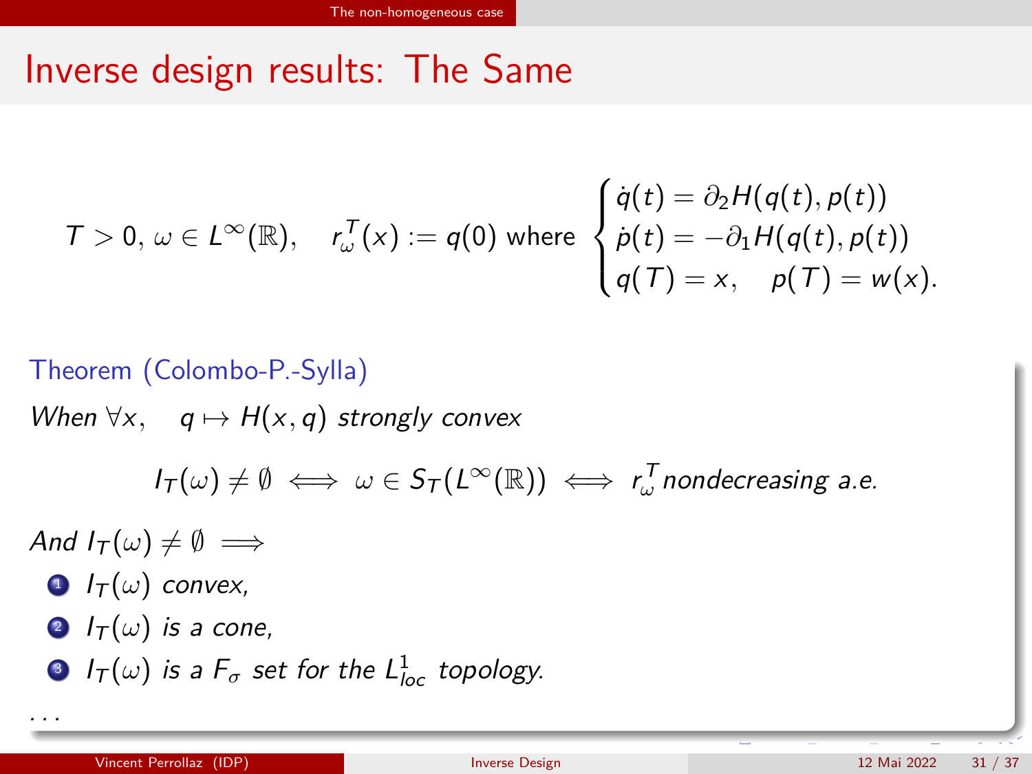# Inverse design results: The Same

$$T > 0,\, \omega \in L^\infty(\mathbb{R}), \quad r^T_\omega(x) := q(0) \text{ where } \begin{cases} \dot{q}(t) = \partial_2 H(q(t), p(t)) \\ \dot{p}(t) = -\partial_1 H(q(t), p(t)) \\ q(T) = x, \quad p(T) = w(x). \end{cases}$$

**Theorem (Colombo-P.-Sylla)**

*When* $\forall x, \quad q \mapsto H(x, q)$ *strongly convex*

$$I_T(\omega) \neq \emptyset \iff \omega \in S_T(L^\infty(\mathbb{R})) \iff r^T_\omega \text{ nondecreasing a.e.}$$

*And* $I_T(\omega) \neq \emptyset \implies$

1. $I_T(\omega)$ *convex,*
2. $I_T(\omega)$ *is a cone,*
3. $I_T(\omega)$ *is a* $F_\sigma$ *set for the* $L^1_{loc}$ *topology.*

. . .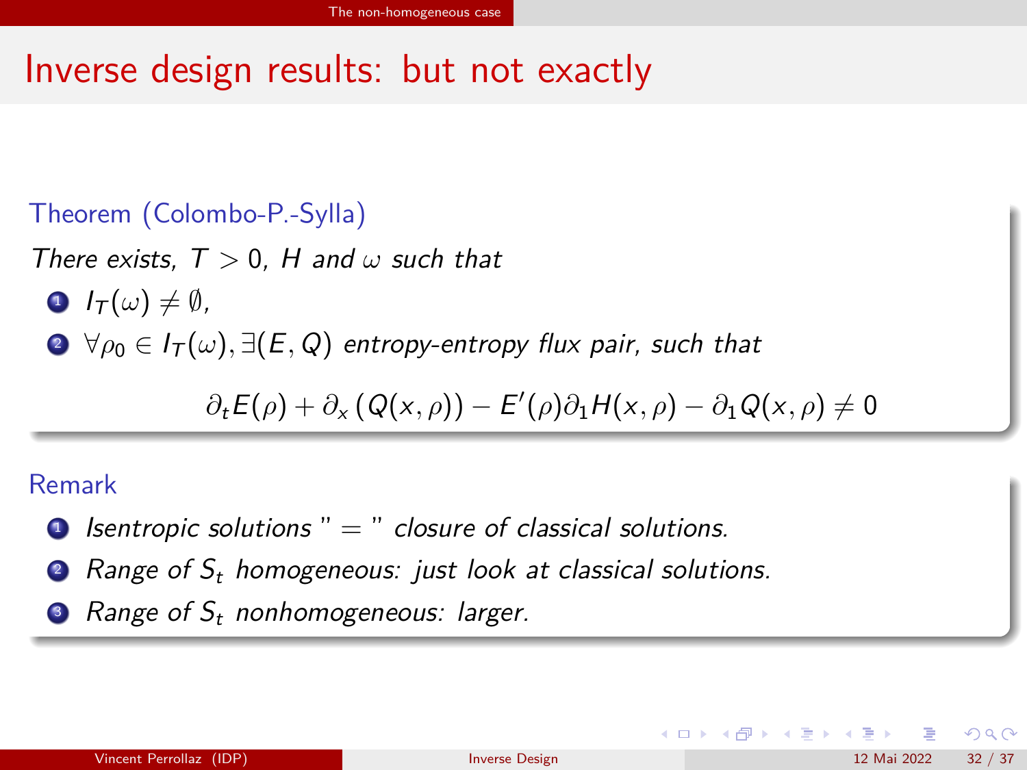# Inverse design results: but not exactly

**Theorem (Colombo-P.-Sylla)**

*There exists, $T > 0$, $H$ and $\omega$ such that*

1. $I_T(\omega) \neq \emptyset$,
2. $\forall \rho_0 \in I_T(\omega), \exists (E, Q)$ *entropy-entropy flux pair, such that*

$$\partial_t E(\rho) + \partial_x \left(Q(x,\rho)\right) - E'(\rho)\partial_1 H(x,\rho) - \partial_1 Q(x,\rho) \neq 0$$

**Remark**

1. *Isentropic solutions " = " closure of classical solutions.*
2. *Range of $S_t$ homogeneous: just look at classical solutions.*
3. *Range of $S_t$ nonhomogeneous: larger.*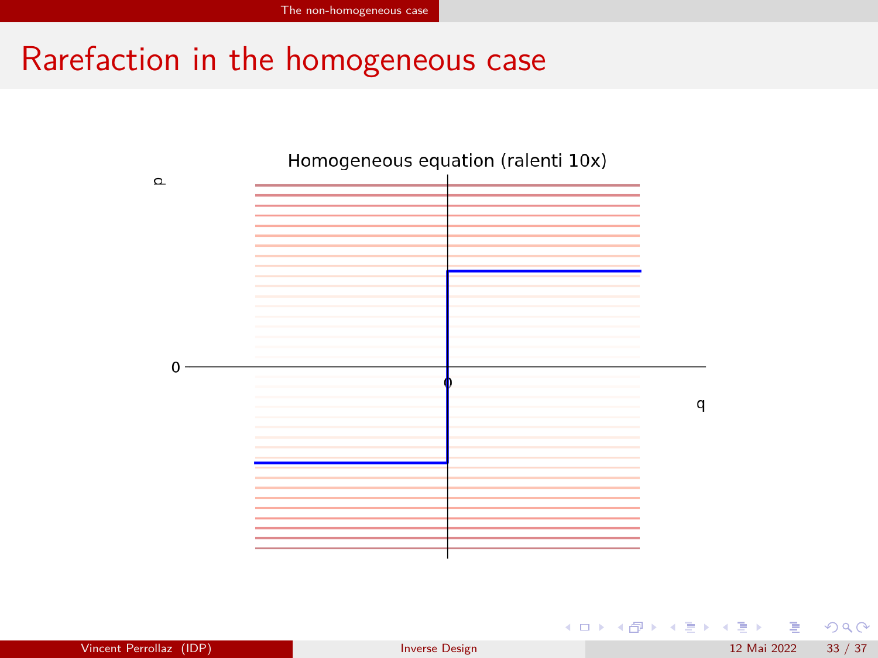# Rarefaction in the homogeneous case

Homogeneous equation (ralenti 10x)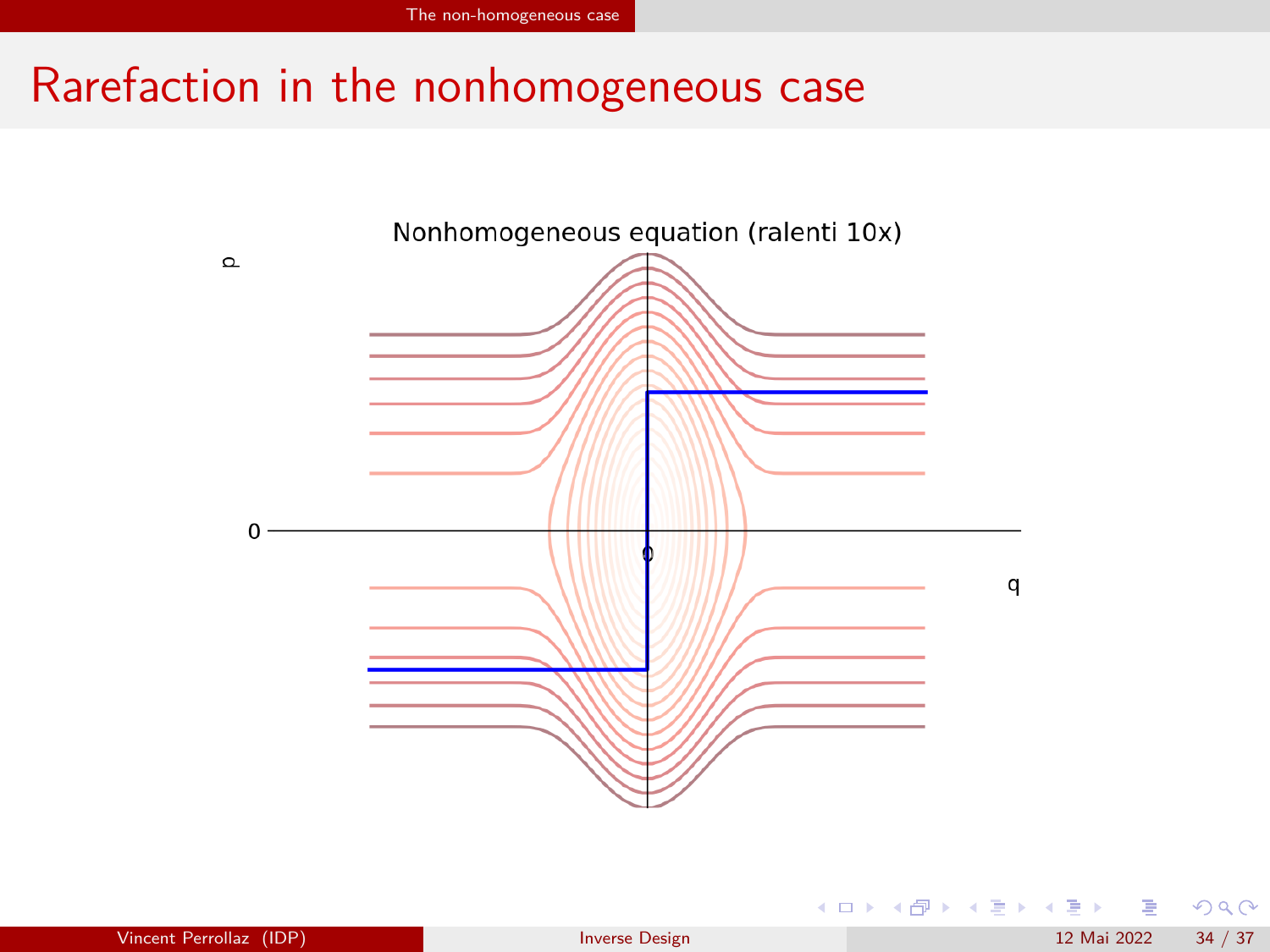# Rarefaction in the nonhomogeneous case

Nonhomogeneous equation (ralenti 10x)

p

0

0

q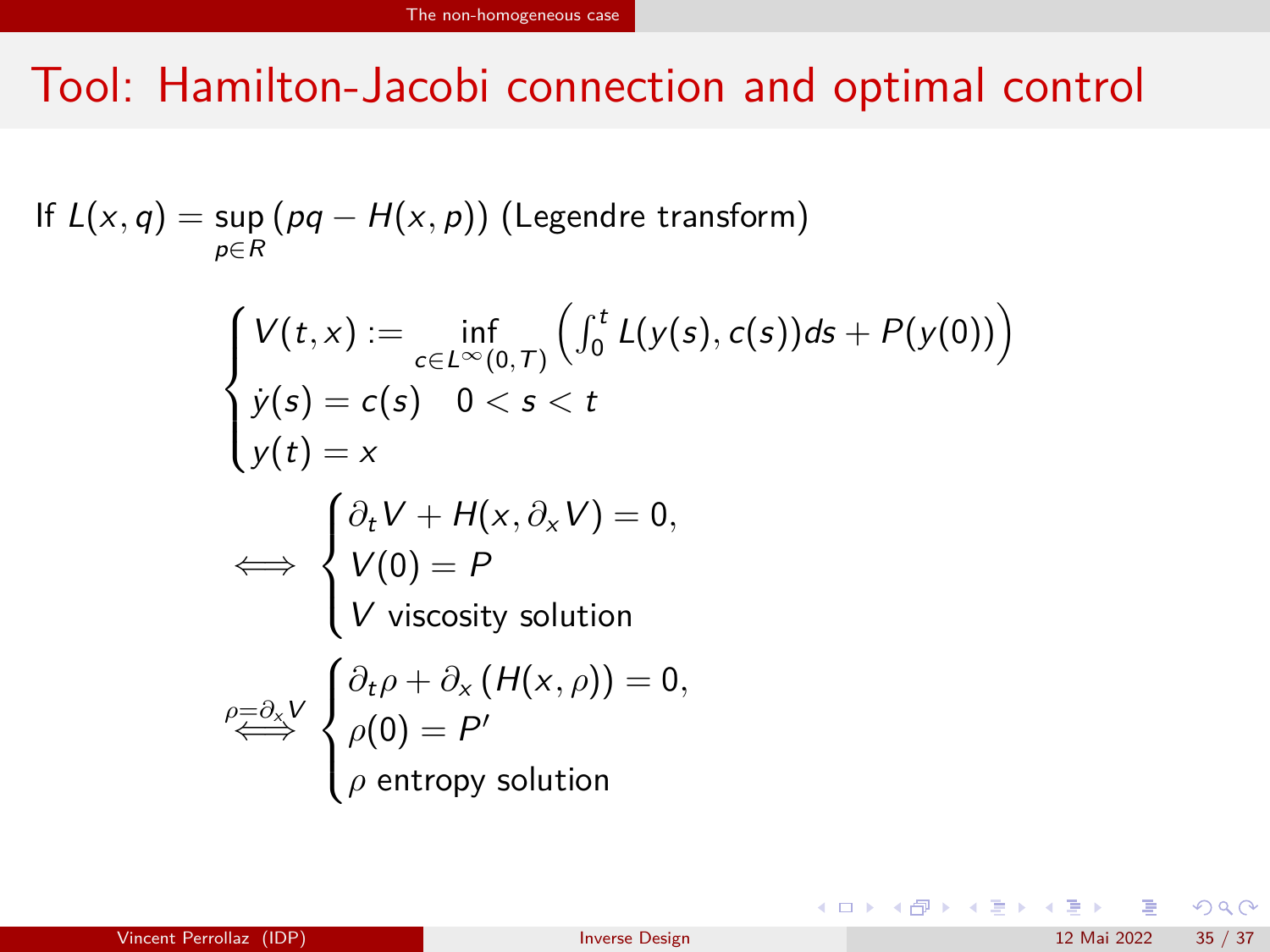# Tool: Hamilton-Jacobi connection and optimal control

If $L(x,q) = \sup_{p \in R} (pq - H(x,p))$ (Legendre transform)

$$
\begin{cases}
V(t,x) := \inf_{c \in L^\infty(0,T)} \left( \int_0^t L(y(s), c(s)) ds + P(y(0)) \right) \\
\dot{y}(s) = c(s) \quad 0 < s < t \\
y(t) = x
\end{cases}
$$

$$
\iff \begin{cases}
\partial_t V + H(x, \partial_x V) = 0, \\
V(0) = P \\
V \text{ viscosity solution}
\end{cases}
$$

$$
\overset{\rho = \partial_x V}{\iff} \begin{cases}
\partial_t \rho + \partial_x \left( H(x, \rho) \right) = 0, \\
\rho(0) = P' \\
\rho \text{ entropy solution}
\end{cases}
$$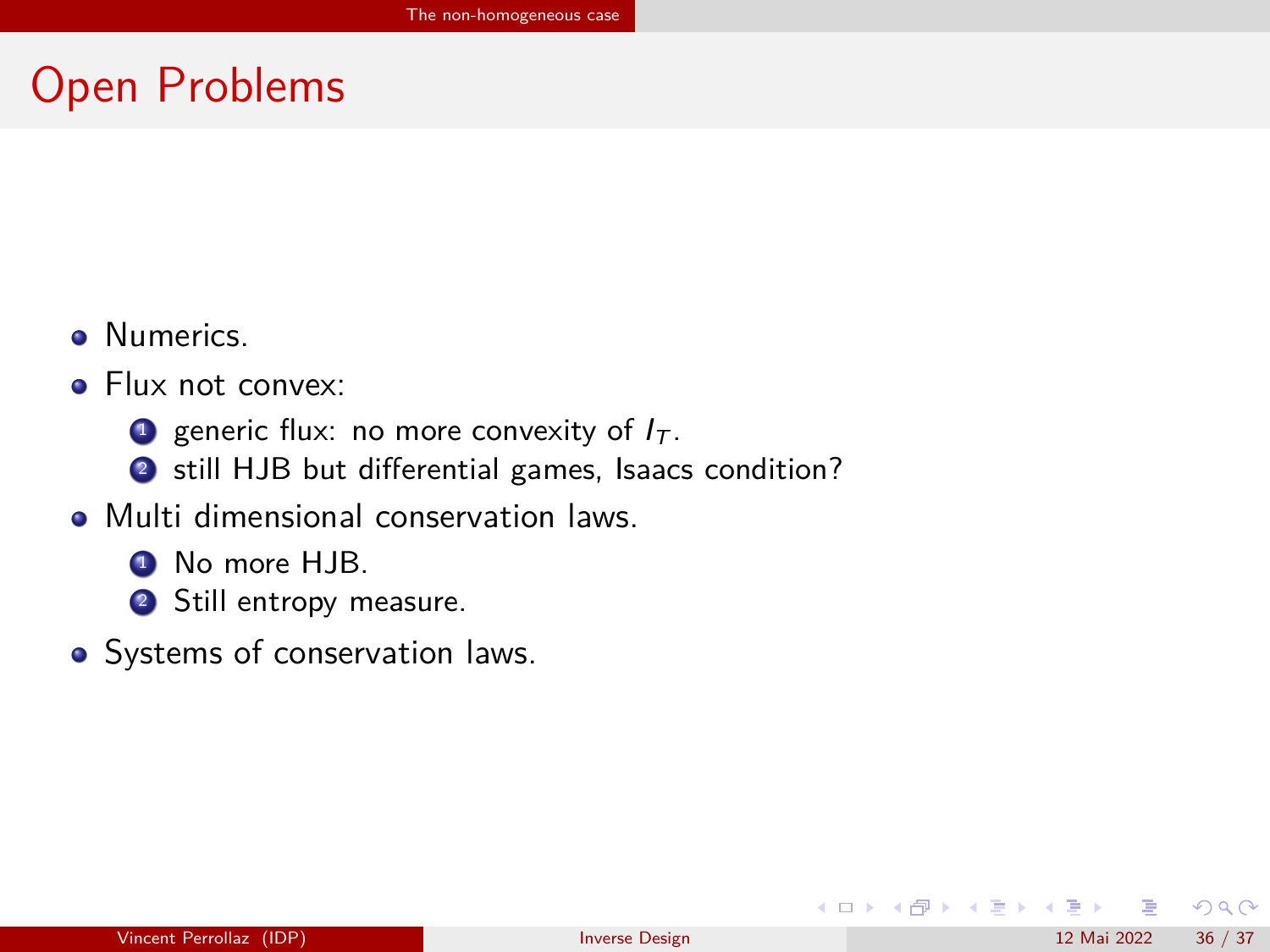# Open Problems

- Numerics.
- Flux not convex:
  1. generic flux: no more convexity of $I_T$.
  2. still HJB but differential games, Isaacs condition?
- Multi dimensional conservation laws.
  1. No more HJB.
  2. Still entropy measure.
- Systems of conservation laws.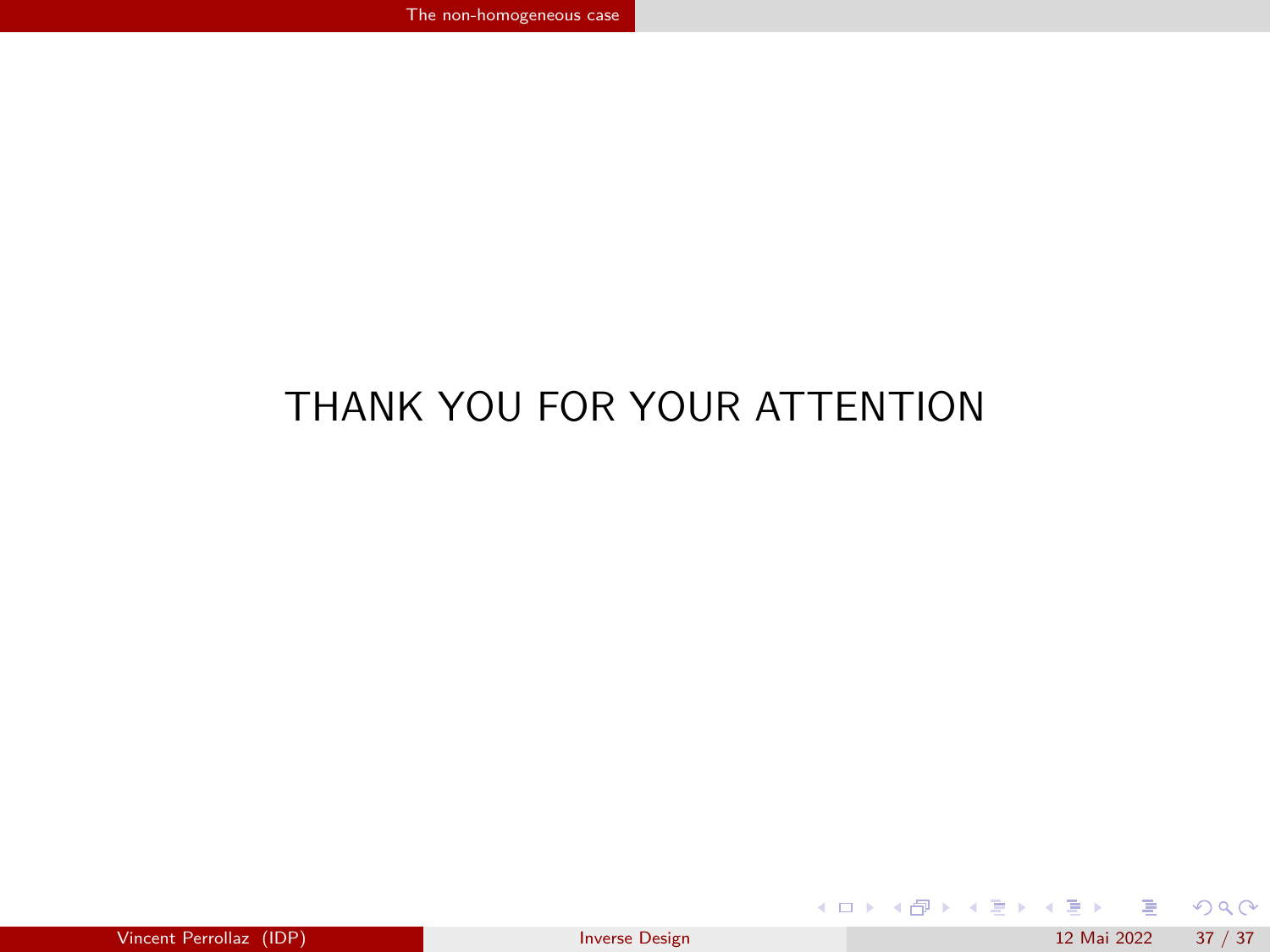THANK YOU FOR YOUR ATTENTION